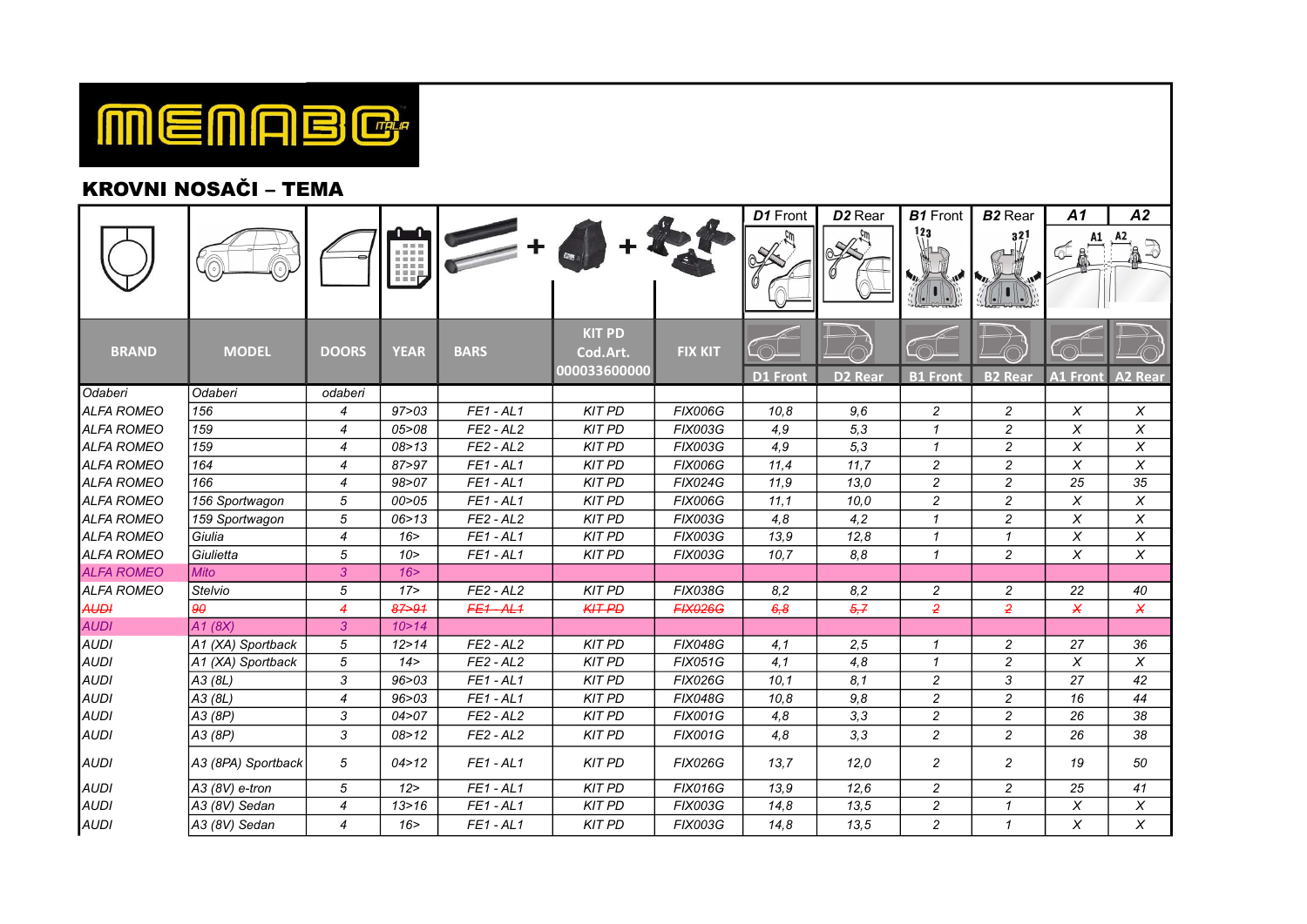MENABO ITALIA

## KROVNI NOSAČI – TEMA

| BRAND | MODEL | DOORS | YEAR | BARS | KIT PD Cod.Art. 000033600000 | FIX KIT | D1 Front | D2 Rear | B1 Front | B2 Rear | A1 Front | A2 Rear |
|---|---|---|---|---|---|---|---|---|---|---|---|---|
| Odaberi | Odaberi | odaberi | | | | | | | | | | |
| ALFA ROMEO | 156 | 4 | 97>03 | FE1 - AL1 | KIT PD | FIX006G | 10,8 | 9,6 | 2 | 2 | X | X |
| ALFA ROMEO | 159 | 4 | 05>08 | FE2 - AL2 | KIT PD | FIX003G | 4,9 | 5,3 | 1 | 2 | X | X |
| ALFA ROMEO | 159 | 4 | 08>13 | FE2 - AL2 | KIT PD | FIX003G | 4,9 | 5,3 | 1 | 2 | X | X |
| ALFA ROMEO | 164 | 4 | 87>97 | FE1 - AL1 | KIT PD | FIX006G | 11,4 | 11,7 | 2 | 2 | X | X |
| ALFA ROMEO | 166 | 4 | 98>07 | FE1 - AL1 | KIT PD | FIX024G | 11,9 | 13,0 | 2 | 2 | 25 | 35 |
| ALFA ROMEO | 156 Sportwagon | 5 | 00>05 | FE1 - AL1 | KIT PD | FIX006G | 11,1 | 10,0 | 2 | 2 | X | X |
| ALFA ROMEO | 159 Sportwagon | 5 | 06>13 | FE2 - AL2 | KIT PD | FIX003G | 4,8 | 4,2 | 1 | 2 | X | X |
| ALFA ROMEO | Giulia | 4 | 16> | FE1 - AL1 | KIT PD | FIX003G | 13,9 | 12,8 | 1 | 1 | X | X |
| ALFA ROMEO | Giulietta | 5 | 10> | FE1 - AL1 | KIT PD | FIX003G | 10,7 | 8,8 | 1 | 2 | X | X |
| ALFA ROMEO | Mito | 3 | 16> | | | | | | | | | |
| ALFA ROMEO | Stelvio | 5 | 17> | FE2 - AL2 | KIT PD | FIX038G | 8,2 | 8,2 | 2 | 2 | 22 | 40 |
| ~~AUDI~~ | ~~90~~ | ~~4~~ | ~~87>91~~ | ~~FE1 - AL1~~ | ~~KIT PD~~ | ~~FIX026G~~ | ~~6,8~~ | ~~5,7~~ | ~~2~~ | ~~2~~ | ~~X~~ | ~~X~~ |
| AUDI | A1 (8X) | 3 | 10>14 | | | | | | | | | |
| AUDI | A1 (XA) Sportback | 5 | 12>14 | FE2 - AL2 | KIT PD | FIX048G | 4,1 | 2,5 | 1 | 2 | 27 | 36 |
| AUDI | A1 (XA) Sportback | 5 | 14> | FE2 - AL2 | KIT PD | FIX051G | 4,1 | 4,8 | 1 | 2 | X | X |
| AUDI | A3 (8L) | 3 | 96>03 | FE1 - AL1 | KIT PD | FIX026G | 10,1 | 8,1 | 2 | 3 | 27 | 42 |
| AUDI | A3 (8L) | 4 | 96>03 | FE1 - AL1 | KIT PD | FIX048G | 10,8 | 9,8 | 2 | 2 | 16 | 44 |
| AUDI | A3 (8P) | 3 | 04>07 | FE2 - AL2 | KIT PD | FIX001G | 4,8 | 3,3 | 2 | 2 | 26 | 38 |
| AUDI | A3 (8P) | 3 | 08>12 | FE2 - AL2 | KIT PD | FIX001G | 4,8 | 3,3 | 2 | 2 | 26 | 38 |
| AUDI | A3 (8PA) Sportback | 5 | 04>12 | FE1 - AL1 | KIT PD | FIX026G | 13,7 | 12,0 | 2 | 2 | 19 | 50 |
| AUDI | A3 (8V) e-tron | 5 | 12> | FE1 - AL1 | KIT PD | FIX016G | 13,9 | 12,6 | 2 | 2 | 25 | 41 |
| AUDI | A3 (8V) Sedan | 4 | 13>16 | FE1 - AL1 | KIT PD | FIX003G | 14,8 | 13,5 | 2 | 1 | X | X |
| AUDI | A3 (8V) Sedan | 4 | 16> | FE1 - AL1 | KIT PD | FIX003G | 14,8 | 13,5 | 2 | 1 | X | X |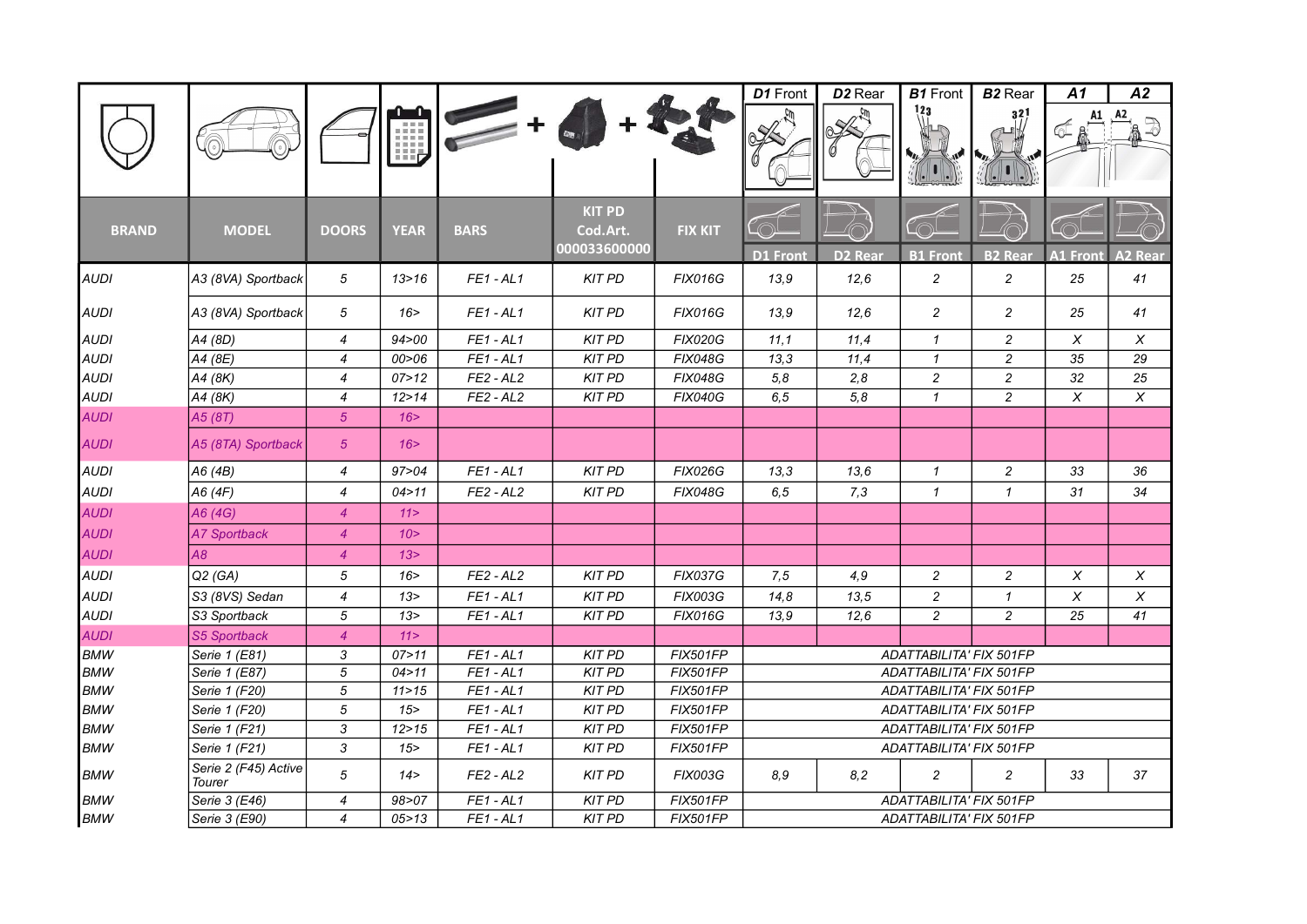| BRAND | MODEL | DOORS | YEAR | BARS | KIT PD Cod.Art. 000033600000 | FIX KIT | D1 Front | D2 Rear | B1 Front | B2 Rear | A1 Front | A2 Rear |
|---|---|---|---|---|---|---|---|---|---|---|---|---|
| AUDI | A3 (8VA) Sportback | 5 | 13>16 | FE1 - AL1 | KIT PD | FIX016G | 13,9 | 12,6 | 2 | 2 | 25 | 41 |
| AUDI | A3 (8VA) Sportback | 5 | 16> | FE1 - AL1 | KIT PD | FIX016G | 13,9 | 12,6 | 2 | 2 | 25 | 41 |
| AUDI | A4 (8D) | 4 | 94>00 | FE1 - AL1 | KIT PD | FIX020G | 11,1 | 11,4 | 1 | 2 | X | X |
| AUDI | A4 (8E) | 4 | 00>06 | FE1 - AL1 | KIT PD | FIX048G | 13,3 | 11,4 | 1 | 2 | 35 | 29 |
| AUDI | A4 (8K) | 4 | 07>12 | FE2 - AL2 | KIT PD | FIX048G | 5,8 | 2,8 | 2 | 2 | 32 | 25 |
| AUDI | A4 (8K) | 4 | 12>14 | FE2 - AL2 | KIT PD | FIX040G | 6,5 | 5,8 | 1 | 2 | X | X |
| AUDI | A5 (8T) | 5 | 16> | | | | | | | | | |
| AUDI | A5 (8TA) Sportback | 5 | 16> | | | | | | | | | |
| AUDI | A6 (4B) | 4 | 97>04 | FE1 - AL1 | KIT PD | FIX026G | 13,3 | 13,6 | 1 | 2 | 33 | 36 |
| AUDI | A6 (4F) | 4 | 04>11 | FE2 - AL2 | KIT PD | FIX048G | 6,5 | 7,3 | 1 | 1 | 31 | 34 |
| AUDI | A6 (4G) | 4 | 11> | | | | | | | | | |
| AUDI | A7 Sportback | 4 | 10> | | | | | | | | | |
| AUDI | A8 | 4 | 13> | | | | | | | | | |
| AUDI | Q2 (GA) | 5 | 16> | FE2 - AL2 | KIT PD | FIX037G | 7,5 | 4,9 | 2 | 2 | X | X |
| AUDI | S3 (8VS) Sedan | 4 | 13> | FE1 - AL1 | KIT PD | FIX003G | 14,8 | 13,5 | 2 | 1 | X | X |
| AUDI | S3 Sportback | 5 | 13> | FE1 - AL1 | KIT PD | FIX016G | 13,9 | 12,6 | 2 | 2 | 25 | 41 |
| AUDI | S5 Sportback | 4 | 11> | | | | | | | | | |
| BMW | Serie 1 (E81) | 3 | 07>11 | FE1 - AL1 | KIT PD | FIX501FP | ADATTABILITA' FIX 501FP | | | | | |
| BMW | Serie 1 (E87) | 5 | 04>11 | FE1 - AL1 | KIT PD | FIX501FP | ADATTABILITA' FIX 501FP | | | | | |
| BMW | Serie 1 (F20) | 5 | 11>15 | FE1 - AL1 | KIT PD | FIX501FP | ADATTABILITA' FIX 501FP | | | | | |
| BMW | Serie 1 (F20) | 5 | 15> | FE1 - AL1 | KIT PD | FIX501FP | ADATTABILITA' FIX 501FP | | | | | |
| BMW | Serie 1 (F21) | 3 | 12>15 | FE1 - AL1 | KIT PD | FIX501FP | ADATTABILITA' FIX 501FP | | | | | |
| BMW | Serie 1 (F21) | 3 | 15> | FE1 - AL1 | KIT PD | FIX501FP | ADATTABILITA' FIX 501FP | | | | | |
| BMW | Serie 2 (F45) Active Tourer | 5 | 14> | FE2 - AL2 | KIT PD | FIX003G | 8,9 | 8,2 | 2 | 2 | 33 | 37 |
| BMW | Serie 3 (E46) | 4 | 98>07 | FE1 - AL1 | KIT PD | FIX501FP | ADATTABILITA' FIX 501FP | | | | | |
| BMW | Serie 3 (E90) | 4 | 05>13 | FE1 - AL1 | KIT PD | FIX501FP | ADATTABILITA' FIX 501FP | | | | | |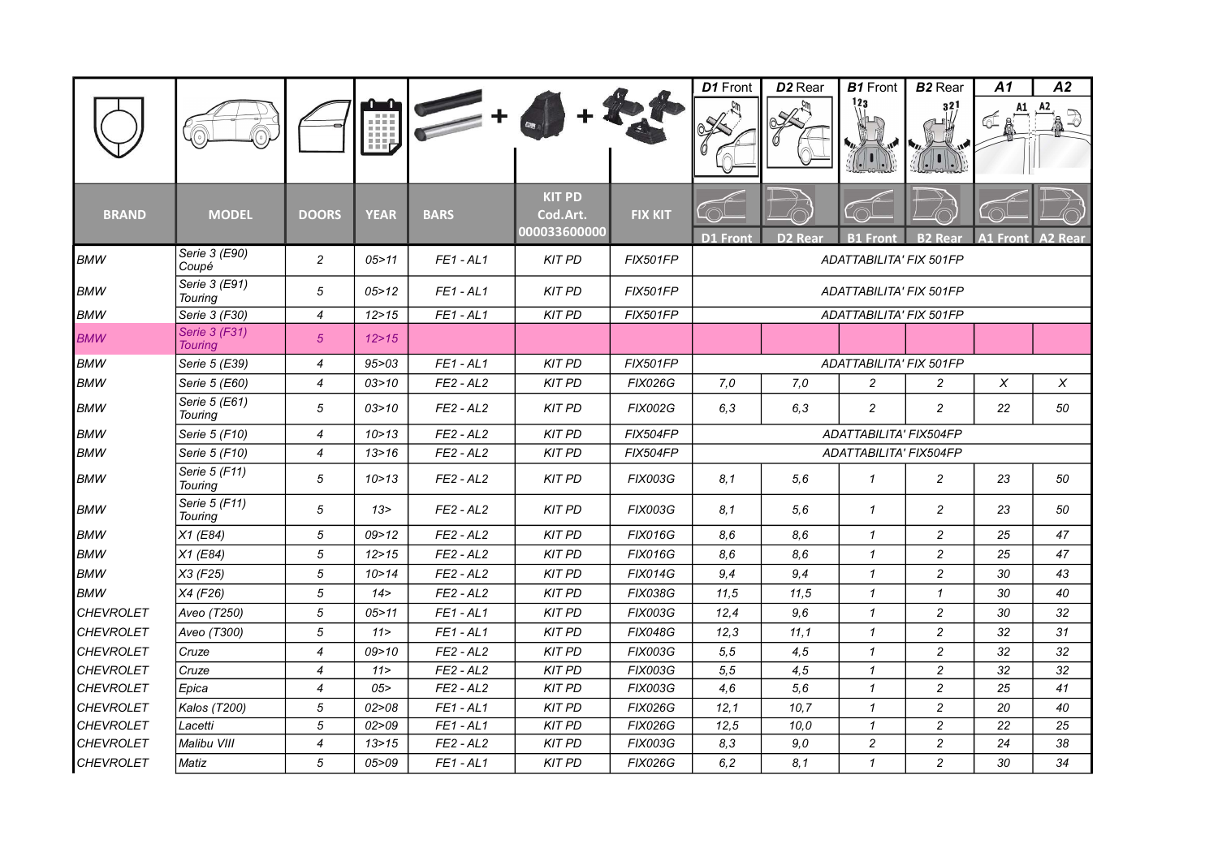| BRAND | MODEL | DOORS | YEAR | BARS | KIT PD Cod.Art. 000033600000 | FIX KIT | D1 Front | D2 Rear | B1 Front | B2 Rear | A1 Front | A2 Rear |
|---|---|---|---|---|---|---|---|---|---|---|---|---|
| BMW | Serie 3 (E90) Coupé | 2 | 05>11 | FE1 - AL1 | KIT PD | FIX501FP | ADATTABILITA' FIX 501FP | | | | | |
| BMW | Serie 3 (E91) Touring | 5 | 05>12 | FE1 - AL1 | KIT PD | FIX501FP | ADATTABILITA' FIX 501FP | | | | | |
| BMW | Serie 3 (F30) | 4 | 12>15 | FE1 - AL1 | KIT PD | FIX501FP | ADATTABILITA' FIX 501FP | | | | | |
| BMW | Serie 3 (F31) Touring | 5 | 12>15 | | | | | | | | | |
| BMW | Serie 5 (E39) | 4 | 95>03 | FE1 - AL1 | KIT PD | FIX501FP | ADATTABILITA' FIX 501FP | | | | | |
| BMW | Serie 5 (E60) | 4 | 03>10 | FE2 - AL2 | KIT PD | FIX026G | 7,0 | 7,0 | 2 | 2 | X | X |
| BMW | Serie 5 (E61) Touring | 5 | 03>10 | FE2 - AL2 | KIT PD | FIX002G | 6,3 | 6,3 | 2 | 2 | 22 | 50 |
| BMW | Serie 5 (F10) | 4 | 10>13 | FE2 - AL2 | KIT PD | FIX504FP | ADATTABILITA' FIX504FP | | | | | |
| BMW | Serie 5 (F10) | 4 | 13>16 | FE2 - AL2 | KIT PD | FIX504FP | ADATTABILITA' FIX504FP | | | | | |
| BMW | Serie 5 (F11) Touring | 5 | 10>13 | FE2 - AL2 | KIT PD | FIX003G | 8,1 | 5,6 | 1 | 2 | 23 | 50 |
| BMW | Serie 5 (F11) Touring | 5 | 13> | FE2 - AL2 | KIT PD | FIX003G | 8,1 | 5,6 | 1 | 2 | 23 | 50 |
| BMW | X1 (E84) | 5 | 09>12 | FE2 - AL2 | KIT PD | FIX016G | 8,6 | 8,6 | 1 | 2 | 25 | 47 |
| BMW | X1 (E84) | 5 | 12>15 | FE2 - AL2 | KIT PD | FIX016G | 8,6 | 8,6 | 1 | 2 | 25 | 47 |
| BMW | X3 (F25) | 5 | 10>14 | FE2 - AL2 | KIT PD | FIX014G | 9,4 | 9,4 | 1 | 2 | 30 | 43 |
| BMW | X4 (F26) | 5 | 14> | FE2 - AL2 | KIT PD | FIX038G | 11,5 | 11,5 | 1 | 1 | 30 | 40 |
| CHEVROLET | Aveo (T250) | 5 | 05>11 | FE1 - AL1 | KIT PD | FIX003G | 12,4 | 9,6 | 1 | 2 | 30 | 32 |
| CHEVROLET | Aveo (T300) | 5 | 11> | FE1 - AL1 | KIT PD | FIX048G | 12,3 | 11,1 | 1 | 2 | 32 | 31 |
| CHEVROLET | Cruze | 4 | 09>10 | FE2 - AL2 | KIT PD | FIX003G | 5,5 | 4,5 | 1 | 2 | 32 | 32 |
| CHEVROLET | Cruze | 4 | 11> | FE2 - AL2 | KIT PD | FIX003G | 5,5 | 4,5 | 1 | 2 | 32 | 32 |
| CHEVROLET | Epica | 4 | 05> | FE2 - AL2 | KIT PD | FIX003G | 4,6 | 5,6 | 1 | 2 | 25 | 41 |
| CHEVROLET | Kalos (T200) | 5 | 02>08 | FE1 - AL1 | KIT PD | FIX026G | 12,1 | 10,7 | 1 | 2 | 20 | 40 |
| CHEVROLET | Lacetti | 5 | 02>09 | FE1 - AL1 | KIT PD | FIX026G | 12,5 | 10,0 | 1 | 2 | 22 | 25 |
| CHEVROLET | Malibu VIII | 4 | 13>15 | FE2 - AL2 | KIT PD | FIX003G | 8,3 | 9,0 | 2 | 2 | 24 | 38 |
| CHEVROLET | Matiz | 5 | 05>09 | FE1 - AL1 | KIT PD | FIX026G | 6,2 | 8,1 | 1 | 2 | 30 | 34 |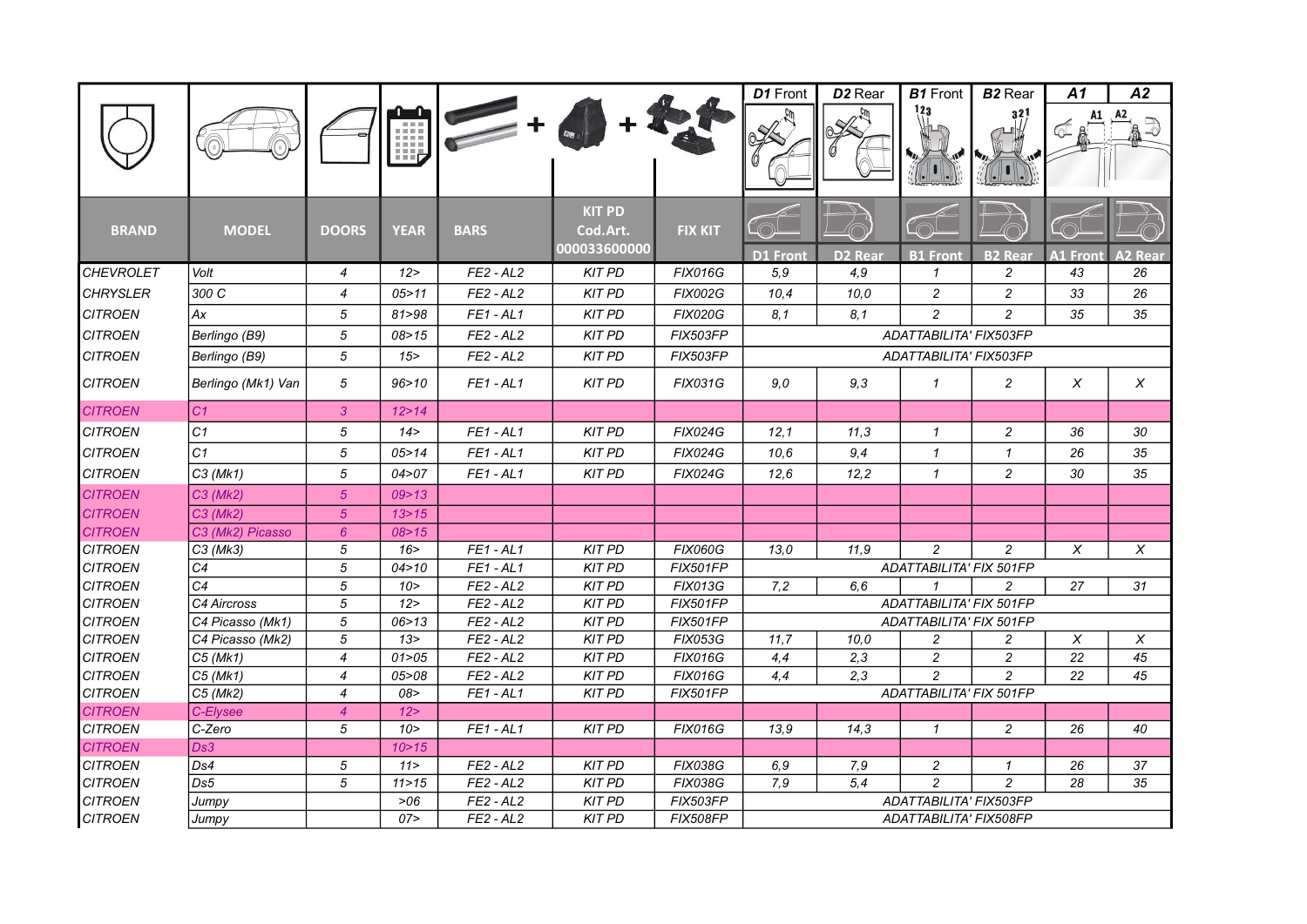| BRAND | MODEL | DOORS | YEAR | BARS | KIT PD Cod.Art. 000033600000 | FIX KIT | D1 Front | D2 Rear | B1 Front | B2 Rear | A1 Front | A2 Rear |
|---|---|---|---|---|---|---|---|---|---|---|---|---|
| CHEVROLET | Volt | 4 | 12> | FE2 - AL2 | KIT PD | FIX016G | 5,9 | 4,9 | 1 | 2 | 43 | 26 |
| CHRYSLER | 300 C | 4 | 05>11 | FE2 - AL2 | KIT PD | FIX002G | 10,4 | 10,0 | 2 | 2 | 33 | 26 |
| CITROEN | Ax | 5 | 81>98 | FE1 - AL1 | KIT PD | FIX020G | 8,1 | 8,1 | 2 | 2 | 35 | 35 |
| CITROEN | Berlingo (B9) | 5 | 08>15 | FE2 - AL2 | KIT PD | FIX503FP | ADATTABILITA' FIX503FP | | | | | |
| CITROEN | Berlingo (B9) | 5 | 15> | FE2 - AL2 | KIT PD | FIX503FP | ADATTABILITA' FIX503FP | | | | | |
| CITROEN | Berlingo (Mk1) Van | 5 | 96>10 | FE1 - AL1 | KIT PD | FIX031G | 9,0 | 9,3 | 1 | 2 | X | X |
| CITROEN | C1 | 3 | 12>14 | | | | | | | | | |
| CITROEN | C1 | 5 | 14> | FE1 - AL1 | KIT PD | FIX024G | 12,1 | 11,3 | 1 | 2 | 36 | 30 |
| CITROEN | C1 | 5 | 05>14 | FE1 - AL1 | KIT PD | FIX024G | 10,6 | 9,4 | 1 | 1 | 26 | 35 |
| CITROEN | C3 (Mk1) | 5 | 04>07 | FE1 - AL1 | KIT PD | FIX024G | 12,6 | 12,2 | 1 | 2 | 30 | 35 |
| CITROEN | C3 (Mk2) | 5 | 09>13 | | | | | | | | | |
| CITROEN | C3 (Mk2) | 5 | 13>15 | | | | | | | | | |
| CITROEN | C3 (Mk2) Picasso | 6 | 08>15 | | | | | | | | | |
| CITROEN | C3 (Mk3) | 5 | 16> | FE1 - AL1 | KIT PD | FIX060G | 13,0 | 11,9 | 2 | 2 | X | X |
| CITROEN | C4 | 5 | 04>10 | FE1 - AL1 | KIT PD | FIX501FP | ADATTABILITA' FIX 501FP | | | | | |
| CITROEN | C4 | 5 | 10> | FE2 - AL2 | KIT PD | FIX013G | 7,2 | 6,6 | 1 | 2 | 27 | 31 |
| CITROEN | C4 Aircross | 5 | 12> | FE2 - AL2 | KIT PD | FIX501FP | ADATTABILITA' FIX 501FP | | | | | |
| CITROEN | C4 Picasso (Mk1) | 5 | 06>13 | FE2 - AL2 | KIT PD | FIX501FP | ADATTABILITA' FIX 501FP | | | | | |
| CITROEN | C4 Picasso (Mk2) | 5 | 13> | FE2 - AL2 | KIT PD | FIX053G | 11,7 | 10,0 | 2 | 2 | X | X |
| CITROEN | C5 (Mk1) | 4 | 01>05 | FE2 - AL2 | KIT PD | FIX016G | 4,4 | 2,3 | 2 | 2 | 22 | 45 |
| CITROEN | C5 (Mk1) | 4 | 05>08 | FE2 - AL2 | KIT PD | FIX016G | 4,4 | 2,3 | 2 | 2 | 22 | 45 |
| CITROEN | C5 (Mk2) | 4 | 08> | FE1 - AL1 | KIT PD | FIX501FP | ADATTABILITA' FIX 501FP | | | | | |
| CITROEN | C-Elysee | 4 | 12> | | | | | | | | | |
| CITROEN | C-Zero | 5 | 10> | FE1 - AL1 | KIT PD | FIX016G | 13,9 | 14,3 | 1 | 2 | 26 | 40 |
| CITROEN | Ds3 | | 10>15 | | | | | | | | | |
| CITROEN | Ds4 | 5 | 11> | FE2 - AL2 | KIT PD | FIX038G | 6,9 | 7,9 | 2 | 1 | 26 | 37 |
| CITROEN | Ds5 | 5 | 11>15 | FE2 - AL2 | KIT PD | FIX038G | 7,9 | 5,4 | 2 | 2 | 28 | 35 |
| CITROEN | Jumpy | | >06 | FE2 - AL2 | KIT PD | FIX503FP | ADATTABILITA' FIX503FP | | | | | |
| CITROEN | Jumpy | | 07> | FE2 - AL2 | KIT PD | FIX508FP | ADATTABILITA' FIX508FP | | | | | |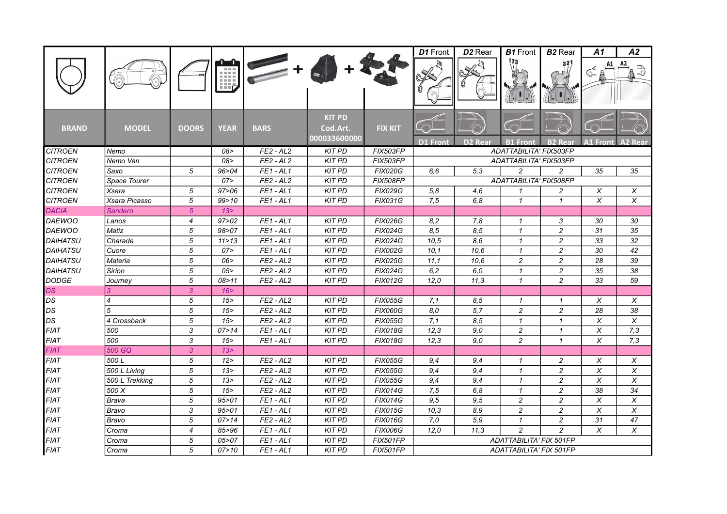| BRAND | MODEL | DOORS | YEAR | BARS | KIT PD Cod.Art. 000033600000 | FIX KIT | D1 Front | D2 Rear | B1 Front | B2 Rear | A1 Front | A2 Rear |
|---|---|---|---|---|---|---|---|---|---|---|---|---|
| CITROEN | Nemo | | 08> | FE2 - AL2 | KIT PD | FIX503FP | ADATTABILITA' FIX503FP | | | | | |
| CITROEN | Nemo Van | | 08> | FE2 - AL2 | KIT PD | FIX503FP | ADATTABILITA' FIX503FP | | | | | |
| CITROEN | Saxo | 5 | 96>04 | FE1 - AL1 | KIT PD | FIX020G | 6,6 | 5,3 | 2 | 2 | 35 | 35 |
| CITROEN | Space Tourer | | 07> | FE2 - AL2 | KIT PD | FIX508FP | ADATTABILITA' FIX508FP | | | | | |
| CITROEN | Xsara | 5 | 97>06 | FE1 - AL1 | KIT PD | FIX029G | 5,8 | 4,6 | 1 | 2 | X | X |
| CITROEN | Xsara Picasso | 5 | 99>10 | FE1 - AL1 | KIT PD | FIX031G | 7,5 | 6,8 | 1 | 1 | X | X |
| DACIA | Sandero | 5 | 13> | | | | | | | | | |
| DAEWOO | Lanos | 4 | 97>02 | FE1 - AL1 | KIT PD | FIX026G | 8,2 | 7,8 | 1 | 3 | 30 | 30 |
| DAEWOO | Matiz | 5 | 98>07 | FE1 - AL1 | KIT PD | FIX024G | 8,5 | 8,5 | 1 | 2 | 31 | 35 |
| DAIHATSU | Charade | 5 | 11>13 | FE1 - AL1 | KIT PD | FIX024G | 10,5 | 8,6 | 1 | 2 | 33 | 32 |
| DAIHATSU | Cuore | 5 | 07> | FE1 - AL1 | KIT PD | FIX002G | 10,1 | 10,6 | 1 | 2 | 30 | 42 |
| DAIHATSU | Materia | 5 | 06> | FE2 - AL2 | KIT PD | FIX025G | 11,1 | 10,6 | 2 | 2 | 28 | 39 |
| DAIHATSU | Sirion | 5 | 05> | FE2 - AL2 | KIT PD | FIX024G | 6,2 | 6,0 | 1 | 2 | 35 | 38 |
| DODGE | Journey | 5 | 08>11 | FE2 - AL2 | KIT PD | FIX012G | 12,0 | 11,3 | 1 | 2 | 33 | 59 |
| DS | 3 | 3 | 16> | | | | | | | | | |
| DS | 4 | 5 | 15> | FE2 - AL2 | KIT PD | FIX055G | 7,1 | 8,5 | 1 | 1 | X | X |
| DS | 5 | 5 | 15> | FE2 - AL2 | KIT PD | FIX060G | 8,0 | 5,7 | 2 | 2 | 28 | 38 |
| DS | 4 Crossback | 5 | 15> | FE2 - AL2 | KIT PD | FIX055G | 7,1 | 8,5 | 1 | 1 | X | X |
| FIAT | 500 | 3 | 07>14 | FE1 - AL1 | KIT PD | FIX018G | 12,3 | 9,0 | 2 | 1 | X | 7,3 |
| FIAT | 500 | 3 | 15> | FE1 - AL1 | KIT PD | FIX018G | 12,3 | 9,0 | 2 | 1 | X | 7,3 |
| FIAT | 500 GQ | 3 | 13> | | | | | | | | | |
| FIAT | 500 L | 5 | 12> | FE2 - AL2 | KIT PD | FIX055G | 9,4 | 9,4 | 1 | 2 | X | X |
| FIAT | 500 L Living | 5 | 13> | FE2 - AL2 | KIT PD | FIX055G | 9,4 | 9,4 | 1 | 2 | X | X |
| FIAT | 500 L Trekking | 5 | 13> | FE2 - AL2 | KIT PD | FIX055G | 9,4 | 9,4 | 1 | 2 | X | X |
| FIAT | 500 X | 5 | 15> | FE2 - AL2 | KIT PD | FIX014G | 7,5 | 6,8 | 1 | 2 | 38 | 34 |
| FIAT | Brava | 5 | 95>01 | FE1 - AL1 | KIT PD | FIX014G | 9,5 | 9,5 | 2 | 2 | X | X |
| FIAT | Bravo | 3 | 95>01 | FE1 - AL1 | KIT PD | FIX015G | 10,3 | 8,9 | 2 | 2 | X | X |
| FIAT | Bravo | 5 | 07>14 | FE2 - AL2 | KIT PD | FIX016G | 7,0 | 5,9 | 1 | 2 | 31 | 47 |
| FIAT | Croma | 4 | 85>96 | FE1 - AL1 | KIT PD | FIX006G | 12,0 | 11,3 | 2 | 2 | X | X |
| FIAT | Croma | 5 | 05>07 | FE1 - AL1 | KIT PD | FIX501FP | ADATTABILITA' FIX 501FP | | | | | |
| FIAT | Croma | 5 | 07>10 | FE1 - AL1 | KIT PD | FIX501FP | ADATTABILITA' FIX 501FP | | | | | |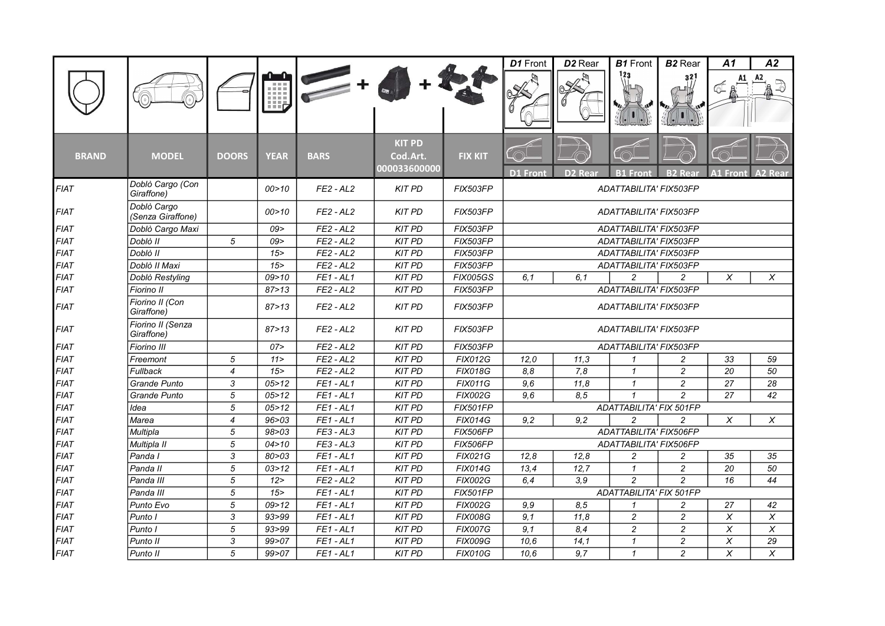| BRAND | MODEL | DOORS | YEAR | BARS | KIT PD Cod.Art. 000033600000 | FIX KIT | D1 Front | D2 Rear | B1 Front | B2 Rear | A1 Front | A2 Rear |
|---|---|---|---|---|---|---|---|---|---|---|---|---|
| FIAT | Doblò Cargo (Con Giraffone) | | 00>10 | FE2 - AL2 | KIT PD | FIX503FP | ADATTABILITA' FIX503FP | | | | | |
| FIAT | Doblò Cargo (Senza Giraffone) | | 00>10 | FE2 - AL2 | KIT PD | FIX503FP | ADATTABILITA' FIX503FP | | | | | |
| FIAT | Doblò Cargo Maxi | | 09> | FE2 - AL2 | KIT PD | FIX503FP | ADATTABILITA' FIX503FP | | | | | |
| FIAT | Doblò II | 5 | 09> | FE2 - AL2 | KIT PD | FIX503FP | ADATTABILITA' FIX503FP | | | | | |
| FIAT | Doblò II | | 15> | FE2 - AL2 | KIT PD | FIX503FP | ADATTABILITA' FIX503FP | | | | | |
| FIAT | Doblò II Maxi | | 15> | FE2 - AL2 | KIT PD | FIX503FP | ADATTABILITA' FIX503FP | | | | | |
| FIAT | Doblò Restyling | | 09>10 | FE1 - AL1 | KIT PD | FIX005GS | 6,1 | 6,1 | 2 | 2 | X | X |
| FIAT | Fiorino II | | 87>13 | FE2 - AL2 | KIT PD | FIX503FP | ADATTABILITA' FIX503FP | | | | | |
| FIAT | Fiorino II (Con Giraffone) | | 87>13 | FE2 - AL2 | KIT PD | FIX503FP | ADATTABILITA' FIX503FP | | | | | |
| FIAT | Fiorino II (Senza Giraffone) | | 87>13 | FE2 - AL2 | KIT PD | FIX503FP | ADATTABILITA' FIX503FP | | | | | |
| FIAT | Fiorino III | | 07> | FE2 - AL2 | KIT PD | FIX503FP | ADATTABILITA' FIX503FP | | | | | |
| FIAT | Freemont | 5 | 11> | FE2 - AL2 | KIT PD | FIX012G | 12,0 | 11,3 | 1 | 2 | 33 | 59 |
| FIAT | Fullback | 4 | 15> | FE2 - AL2 | KIT PD | FIX018G | 8,8 | 7,8 | 1 | 2 | 20 | 50 |
| FIAT | Grande Punto | 3 | 05>12 | FE1 - AL1 | KIT PD | FIX011G | 9,6 | 11,8 | 1 | 2 | 27 | 28 |
| FIAT | Grande Punto | 5 | 05>12 | FE1 - AL1 | KIT PD | FIX002G | 9,6 | 8,5 | 1 | 2 | 27 | 42 |
| FIAT | Idea | 5 | 05>12 | FE1 - AL1 | KIT PD | FIX501FP | ADATTABILITA' FIX 501FP | | | | | |
| FIAT | Marea | 4 | 96>03 | FE1 - AL1 | KIT PD | FIX014G | 9,2 | 9,2 | 2 | 2 | X | X |
| FIAT | Multipla | 5 | 98>03 | FE3 - AL3 | KIT PD | FIX506FP | ADATTABILITA' FIX506FP | | | | | |
| FIAT | Multipla II | 5 | 04>10 | FE3 - AL3 | KIT PD | FIX506FP | ADATTABILITA' FIX506FP | | | | | |
| FIAT | Panda I | 3 | 80>03 | FE1 - AL1 | KIT PD | FIX021G | 12,8 | 12,8 | 2 | 2 | 35 | 35 |
| FIAT | Panda II | 5 | 03>12 | FE1 - AL1 | KIT PD | FIX014G | 13,4 | 12,7 | 1 | 2 | 20 | 50 |
| FIAT | Panda III | 5 | 12> | FE2 - AL2 | KIT PD | FIX002G | 6,4 | 3,9 | 2 | 2 | 16 | 44 |
| FIAT | Panda III | 5 | 15> | FE1 - AL1 | KIT PD | FIX501FP | ADATTABILITA' FIX 501FP | | | | | |
| FIAT | Punto Evo | 5 | 09>12 | FE1 - AL1 | KIT PD | FIX002G | 9,9 | 8,5 | 1 | 2 | 27 | 42 |
| FIAT | Punto I | 3 | 93>99 | FE1 - AL1 | KIT PD | FIX008G | 9,1 | 11,8 | 2 | 2 | X | X |
| FIAT | Punto I | 5 | 93>99 | FE1 - AL1 | KIT PD | FIX007G | 9,1 | 8,4 | 2 | 2 | X | X |
| FIAT | Punto II | 3 | 99>07 | FE1 - AL1 | KIT PD | FIX009G | 10,6 | 14,1 | 1 | 2 | X | 29 |
| FIAT | Punto II | 5 | 99>07 | FE1 - AL1 | KIT PD | FIX010G | 10,6 | 9,7 | 1 | 2 | X | X |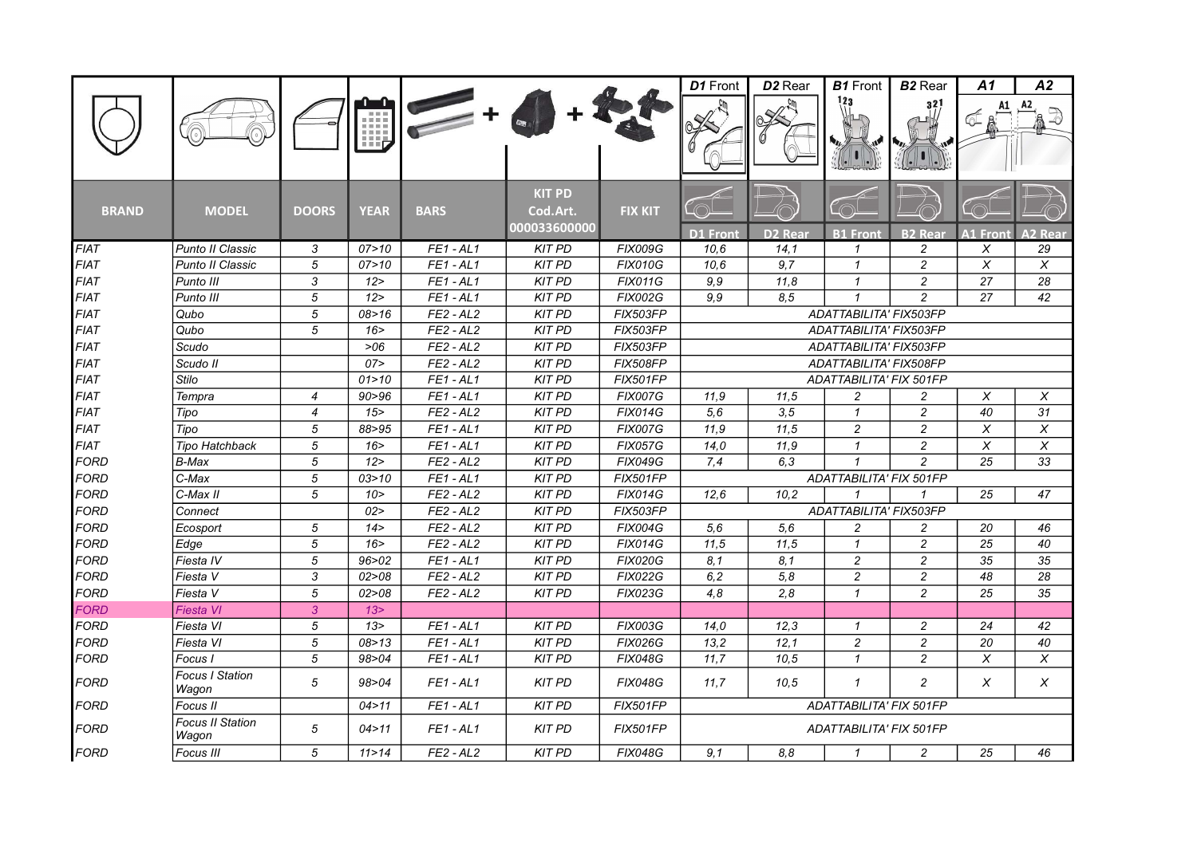| BRAND | MODEL | DOORS | YEAR | BARS | KIT PD Cod.Art. 000033600000 | FIX KIT | D1 Front | D2 Rear | B1 Front | B2 Rear | A1 Front | A2 Rear |
|---|---|---|---|---|---|---|---|---|---|---|---|---|
| FIAT | Punto II Classic | 3 | 07>10 | FE1 - AL1 | KIT PD | FIX009G | 10,6 | 14,1 | 1 | 2 | X | 29 |
| FIAT | Punto II Classic | 5 | 07>10 | FE1 - AL1 | KIT PD | FIX010G | 10,6 | 9,7 | 1 | 2 | X | X |
| FIAT | Punto III | 3 | 12> | FE1 - AL1 | KIT PD | FIX011G | 9,9 | 11,8 | 1 | 2 | 27 | 28 |
| FIAT | Punto III | 5 | 12> | FE1 - AL1 | KIT PD | FIX002G | 9,9 | 8,5 | 1 | 2 | 27 | 42 |
| FIAT | Qubo | 5 | 08>16 | FE2 - AL2 | KIT PD | FIX503FP | ADATTABILITA' FIX503FP | | | | | |
| FIAT | Qubo | 5 | 16> | FE2 - AL2 | KIT PD | FIX503FP | ADATTABILITA' FIX503FP | | | | | |
| FIAT | Scudo | | >06 | FE2 - AL2 | KIT PD | FIX503FP | ADATTABILITA' FIX503FP | | | | | |
| FIAT | Scudo II | | 07> | FE2 - AL2 | KIT PD | FIX508FP | ADATTABILITA' FIX508FP | | | | | |
| FIAT | Stilo | | 01>10 | FE1 - AL1 | KIT PD | FIX501FP | ADATTABILITA' FIX 501FP | | | | | |
| FIAT | Tempra | 4 | 90>96 | FE1 - AL1 | KIT PD | FIX007G | 11,9 | 11,5 | 2 | 2 | X | X |
| FIAT | Tipo | 4 | 15> | FE2 - AL2 | KIT PD | FIX014G | 5,6 | 3,5 | 1 | 2 | 40 | 31 |
| FIAT | Tipo | 5 | 88>95 | FE1 - AL1 | KIT PD | FIX007G | 11,9 | 11,5 | 2 | 2 | X | X |
| FIAT | Tipo Hatchback | 5 | 16> | FE1 - AL1 | KIT PD | FIX057G | 14,0 | 11,9 | 1 | 2 | X | X |
| FORD | B-Max | 5 | 12> | FE2 - AL2 | KIT PD | FIX049G | 7,4 | 6,3 | 1 | 2 | 25 | 33 |
| FORD | C-Max | 5 | 03>10 | FE1 - AL1 | KIT PD | FIX501FP | ADATTABILITA' FIX 501FP | | | | | |
| FORD | C-Max II | 5 | 10> | FE2 - AL2 | KIT PD | FIX014G | 12,6 | 10,2 | 1 | 1 | 25 | 47 |
| FORD | Connect | | 02> | FE2 - AL2 | KIT PD | FIX503FP | ADATTABILITA' FIX503FP | | | | | |
| FORD | Ecosport | 5 | 14> | FE2 - AL2 | KIT PD | FIX004G | 5,6 | 5,6 | 2 | 2 | 20 | 46 |
| FORD | Edge | 5 | 16> | FE2 - AL2 | KIT PD | FIX014G | 11,5 | 11,5 | 1 | 2 | 25 | 40 |
| FORD | Fiesta IV | 5 | 96>02 | FE1 - AL1 | KIT PD | FIX020G | 8,1 | 8,1 | 2 | 2 | 35 | 35 |
| FORD | Fiesta V | 3 | 02>08 | FE2 - AL2 | KIT PD | FIX022G | 6,2 | 5,8 | 2 | 2 | 48 | 28 |
| FORD | Fiesta V | 5 | 02>08 | FE2 - AL2 | KIT PD | FIX023G | 4,8 | 2,8 | 1 | 2 | 25 | 35 |
| FORD | Fiesta VI | 3 | 13> | | | | | | | | | |
| FORD | Fiesta VI | 5 | 13> | FE1 - AL1 | KIT PD | FIX003G | 14,0 | 12,3 | 1 | 2 | 24 | 42 |
| FORD | Fiesta VI | 5 | 08>13 | FE1 - AL1 | KIT PD | FIX026G | 13,2 | 12,1 | 2 | 2 | 20 | 40 |
| FORD | Focus I | 5 | 98>04 | FE1 - AL1 | KIT PD | FIX048G | 11,7 | 10,5 | 1 | 2 | X | X |
| FORD | Focus I Station Wagon | 5 | 98>04 | FE1 - AL1 | KIT PD | FIX048G | 11,7 | 10,5 | 1 | 2 | X | X |
| FORD | Focus II | | 04>11 | FE1 - AL1 | KIT PD | FIX501FP | ADATTABILITA' FIX 501FP | | | | | |
| FORD | Focus II Station Wagon | 5 | 04>11 | FE1 - AL1 | KIT PD | FIX501FP | ADATTABILITA' FIX 501FP | | | | | |
| FORD | Focus III | 5 | 11>14 | FE2 - AL2 | KIT PD | FIX048G | 9,1 | 8,8 | 1 | 2 | 25 | 46 |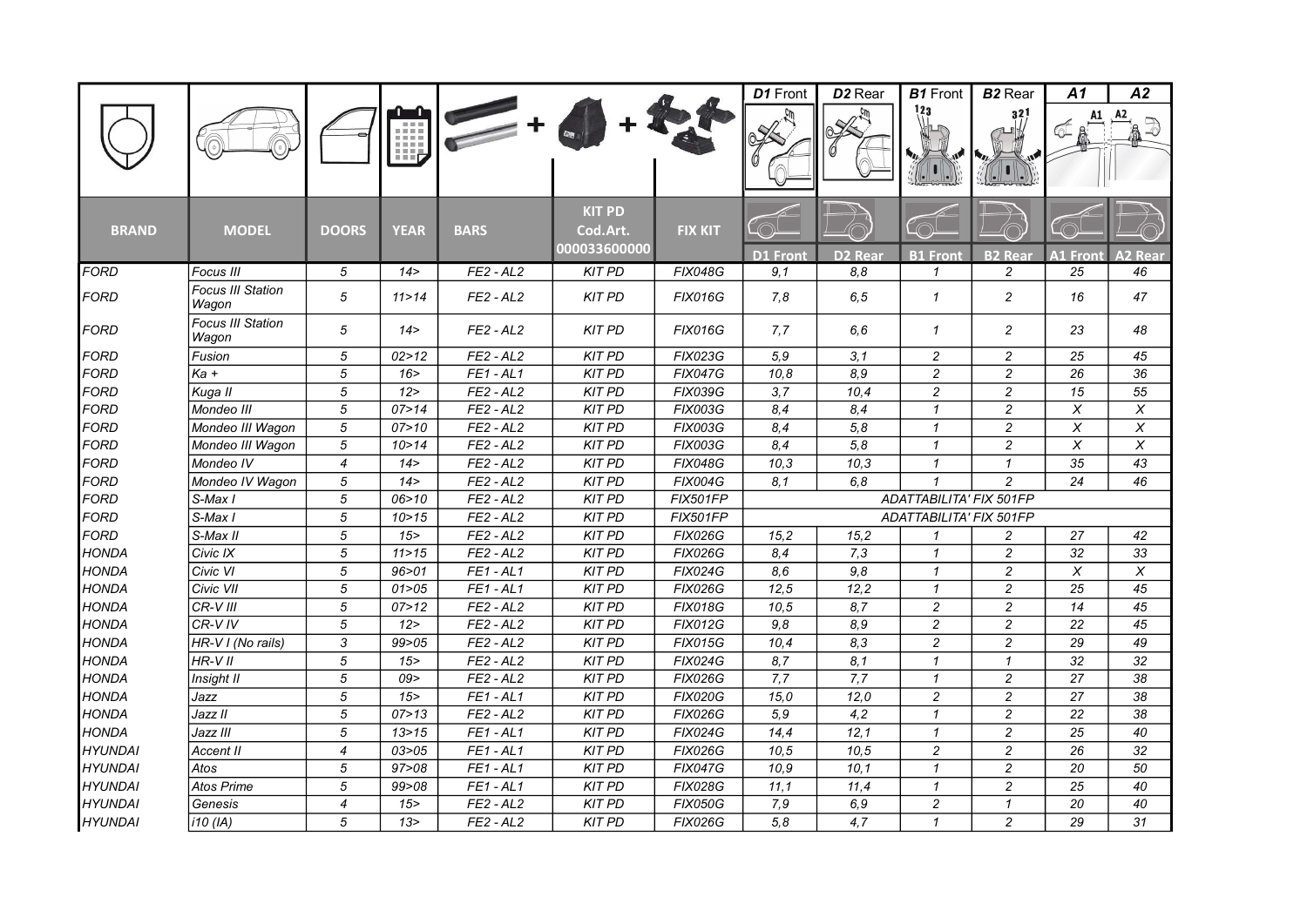| BRAND | MODEL | DOORS | YEAR | BARS | KIT PD Cod.Art. 000033600000 | FIX KIT | D1 Front | D2 Rear | B1 Front | B2 Rear | A1 Front | A2 Rear |
|---|---|---|---|---|---|---|---|---|---|---|---|---|
| FORD | Focus III | 5 | 14> | FE2 - AL2 | KIT PD | FIX048G | 9,1 | 8,8 | 1 | 2 | 25 | 46 |
| FORD | Focus III Station Wagon | 5 | 11>14 | FE2 - AL2 | KIT PD | FIX016G | 7,8 | 6,5 | 1 | 2 | 16 | 47 |
| FORD | Focus III Station Wagon | 5 | 14> | FE2 - AL2 | KIT PD | FIX016G | 7,7 | 6,6 | 1 | 2 | 23 | 48 |
| FORD | Fusion | 5 | 02>12 | FE2 - AL2 | KIT PD | FIX023G | 5,9 | 3,1 | 2 | 2 | 25 | 45 |
| FORD | Ka + | 5 | 16> | FE1 - AL1 | KIT PD | FIX047G | 10,8 | 8,9 | 2 | 2 | 26 | 36 |
| FORD | Kuga II | 5 | 12> | FE2 - AL2 | KIT PD | FIX039G | 3,7 | 10,4 | 2 | 2 | 15 | 55 |
| FORD | Mondeo III | 5 | 07>14 | FE2 - AL2 | KIT PD | FIX003G | 8,4 | 8,4 | 1 | 2 | X | X |
| FORD | Mondeo III Wagon | 5 | 07>10 | FE2 - AL2 | KIT PD | FIX003G | 8,4 | 5,8 | 1 | 2 | X | X |
| FORD | Mondeo III Wagon | 5 | 10>14 | FE2 - AL2 | KIT PD | FIX003G | 8,4 | 5,8 | 1 | 2 | X | X |
| FORD | Mondeo IV | 4 | 14> | FE2 - AL2 | KIT PD | FIX048G | 10,3 | 10,3 | 1 | 1 | 35 | 43 |
| FORD | Mondeo IV Wagon | 5 | 14> | FE2 - AL2 | KIT PD | FIX004G | 8,1 | 6,8 | 1 | 2 | 24 | 46 |
| FORD | S-Max I | 5 | 06>10 | FE2 - AL2 | KIT PD | FIX501FP | ADATTABILITA' FIX 501FP | | | | | |
| FORD | S-Max I | 5 | 10>15 | FE2 - AL2 | KIT PD | FIX501FP | ADATTABILITA' FIX 501FP | | | | | |
| FORD | S-Max II | 5 | 15> | FE2 - AL2 | KIT PD | FIX026G | 15,2 | 15,2 | 1 | 2 | 27 | 42 |
| HONDA | Civic IX | 5 | 11>15 | FE2 - AL2 | KIT PD | FIX026G | 8,4 | 7,3 | 1 | 2 | 32 | 33 |
| HONDA | Civic VI | 5 | 96>01 | FE1 - AL1 | KIT PD | FIX024G | 8,6 | 9,8 | 1 | 2 | X | X |
| HONDA | Civic VII | 5 | 01>05 | FE1 - AL1 | KIT PD | FIX026G | 12,5 | 12,2 | 1 | 2 | 25 | 45 |
| HONDA | CR-V III | 5 | 07>12 | FE2 - AL2 | KIT PD | FIX018G | 10,5 | 8,7 | 2 | 2 | 14 | 45 |
| HONDA | CR-V IV | 5 | 12> | FE2 - AL2 | KIT PD | FIX012G | 9,8 | 8,9 | 2 | 2 | 22 | 45 |
| HONDA | HR-V I (No rails) | 3 | 99>05 | FE2 - AL2 | KIT PD | FIX015G | 10,4 | 8,3 | 2 | 2 | 29 | 49 |
| HONDA | HR-V II | 5 | 15> | FE2 - AL2 | KIT PD | FIX024G | 8,7 | 8,1 | 1 | 1 | 32 | 32 |
| HONDA | Insight II | 5 | 09> | FE2 - AL2 | KIT PD | FIX026G | 7,7 | 7,7 | 1 | 2 | 27 | 38 |
| HONDA | Jazz | 5 | 15> | FE1 - AL1 | KIT PD | FIX020G | 15,0 | 12,0 | 2 | 2 | 27 | 38 |
| HONDA | Jazz II | 5 | 07>13 | FE2 - AL2 | KIT PD | FIX026G | 5,9 | 4,2 | 1 | 2 | 22 | 38 |
| HONDA | Jazz III | 5 | 13>15 | FE1 - AL1 | KIT PD | FIX024G | 14,4 | 12,1 | 1 | 2 | 25 | 40 |
| HYUNDAI | Accent II | 4 | 03>05 | FE1 - AL1 | KIT PD | FIX026G | 10,5 | 10,5 | 2 | 2 | 26 | 32 |
| HYUNDAI | Atos | 5 | 97>08 | FE1 - AL1 | KIT PD | FIX047G | 10,9 | 10,1 | 1 | 2 | 20 | 50 |
| HYUNDAI | Atos Prime | 5 | 99>08 | FE1 - AL1 | KIT PD | FIX028G | 11,1 | 11,4 | 1 | 2 | 25 | 40 |
| HYUNDAI | Genesis | 4 | 15> | FE2 - AL2 | KIT PD | FIX050G | 7,9 | 6,9 | 2 | 1 | 20 | 40 |
| HYUNDAI | i10 (IA) | 5 | 13> | FE2 - AL2 | KIT PD | FIX026G | 5,8 | 4,7 | 1 | 2 | 29 | 31 |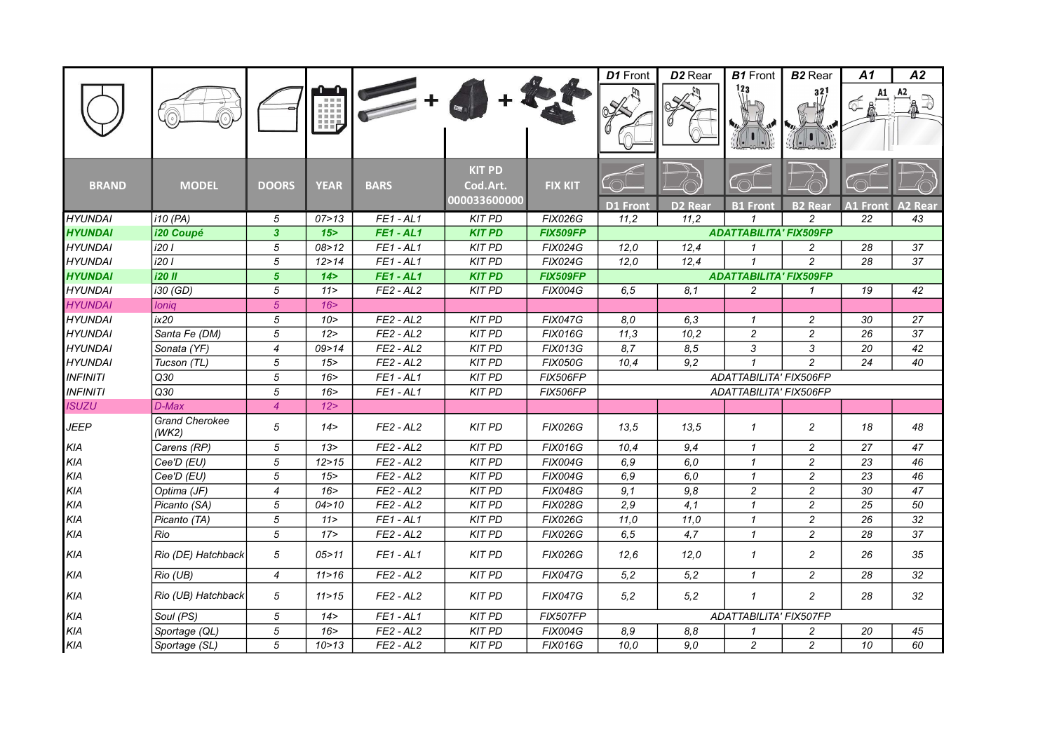| BRAND | MODEL | DOORS | YEAR | BARS | KIT PD Cod.Art. 000033600000 | FIX KIT | D1 Front | D2 Rear | B1 Front | B2 Rear | A1 Front | A2 Rear |
|---|---|---|---|---|---|---|---|---|---|---|---|---|
| HYUNDAI | i10 (PA) | 5 | 07>13 | FE1 - AL1 | KIT PD | FIX026G | 11,2 | 11,2 | 1 | 2 | 22 | 43 |
| **HYUNDAI** | **i20 Coupé** | **3** | **15>** | **FE1 - AL1** | **KIT PD** | **FIX509FP** | **ADATTABILITA' FIX509FP** | | | | | |
| HYUNDAI | i20 I | 5 | 08>12 | FE1 - AL1 | KIT PD | FIX024G | 12,0 | 12,4 | 1 | 2 | 28 | 37 |
| HYUNDAI | i20 I | 5 | 12>14 | FE1 - AL1 | KIT PD | FIX024G | 12,0 | 12,4 | 1 | 2 | 28 | 37 |
| **HYUNDAI** | **i20 II** | **5** | **14>** | **FE1 - AL1** | **KIT PD** | **FIX509FP** | **ADATTABILITA' FIX509FP** | | | | | |
| HYUNDAI | i30 (GD) | 5 | 11> | FE2 - AL2 | KIT PD | FIX004G | 6,5 | 8,1 | 2 | 1 | 19 | 42 |
| HYUNDAI | Ioniq | 5 | 16> | | | | | | | | | |
| HYUNDAI | ix20 | 5 | 10> | FE2 - AL2 | KIT PD | FIX047G | 8,0 | 6,3 | 1 | 2 | 30 | 27 |
| HYUNDAI | Santa Fe (DM) | 5 | 12> | FE2 - AL2 | KIT PD | FIX016G | 11,3 | 10,2 | 2 | 2 | 26 | 37 |
| HYUNDAI | Sonata (YF) | 4 | 09>14 | FE2 - AL2 | KIT PD | FIX013G | 8,7 | 8,5 | 3 | 3 | 20 | 42 |
| HYUNDAI | Tucson (TL) | 5 | 15> | FE2 - AL2 | KIT PD | FIX050G | 10,4 | 9,2 | 1 | 2 | 24 | 40 |
| INFINITI | Q30 | 5 | 16> | FE1 - AL1 | KIT PD | FIX506FP | ADATTABILITA' FIX506FP | | | | | |
| INFINITI | Q30 | 5 | 16> | FE1 - AL1 | KIT PD | FIX506FP | ADATTABILITA' FIX506FP | | | | | |
| ISUZU | D-Max | 4 | 12> | | | | | | | | | |
| JEEP | Grand Cherokee (WK2) | 5 | 14> | FE2 - AL2 | KIT PD | FIX026G | 13,5 | 13,5 | 1 | 2 | 18 | 48 |
| KIA | Carens (RP) | 5 | 13> | FE2 - AL2 | KIT PD | FIX016G | 10,4 | 9,4 | 1 | 2 | 27 | 47 |
| KIA | Cee'D (EU) | 5 | 12>15 | FE2 - AL2 | KIT PD | FIX004G | 6,9 | 6,0 | 1 | 2 | 23 | 46 |
| KIA | Cee'D (EU) | 5 | 15> | FE2 - AL2 | KIT PD | FIX004G | 6,9 | 6,0 | 1 | 2 | 23 | 46 |
| KIA | Optima (JF) | 4 | 16> | FE2 - AL2 | KIT PD | FIX048G | 9,1 | 9,8 | 2 | 2 | 30 | 47 |
| KIA | Picanto (SA) | 5 | 04>10 | FE2 - AL2 | KIT PD | FIX028G | 2,9 | 4,1 | 1 | 2 | 25 | 50 |
| KIA | Picanto (TA) | 5 | 11> | FE1 - AL1 | KIT PD | FIX026G | 11,0 | 11,0 | 1 | 2 | 26 | 32 |
| KIA | Rio | 5 | 17> | FE2 - AL2 | KIT PD | FIX026G | 6,5 | 4,7 | 1 | 2 | 28 | 37 |
| KIA | Rio (DE) Hatchback | 5 | 05>11 | FE1 - AL1 | KIT PD | FIX026G | 12,6 | 12,0 | 1 | 2 | 26 | 35 |
| KIA | Rio (UB) | 4 | 11>16 | FE2 - AL2 | KIT PD | FIX047G | 5,2 | 5,2 | 1 | 2 | 28 | 32 |
| KIA | Rio (UB) Hatchback | 5 | 11>15 | FE2 - AL2 | KIT PD | FIX047G | 5,2 | 5,2 | 1 | 2 | 28 | 32 |
| KIA | Soul (PS) | 5 | 14> | FE1 - AL1 | KIT PD | FIX507FP | ADATTABILITA' FIX507FP | | | | | |
| KIA | Sportage (QL) | 5 | 16> | FE2 - AL2 | KIT PD | FIX004G | 8,9 | 8,8 | 1 | 2 | 20 | 45 |
| KIA | Sportage (SL) | 5 | 10>13 | FE2 - AL2 | KIT PD | FIX016G | 10,0 | 9,0 | 2 | 2 | 10 | 60 |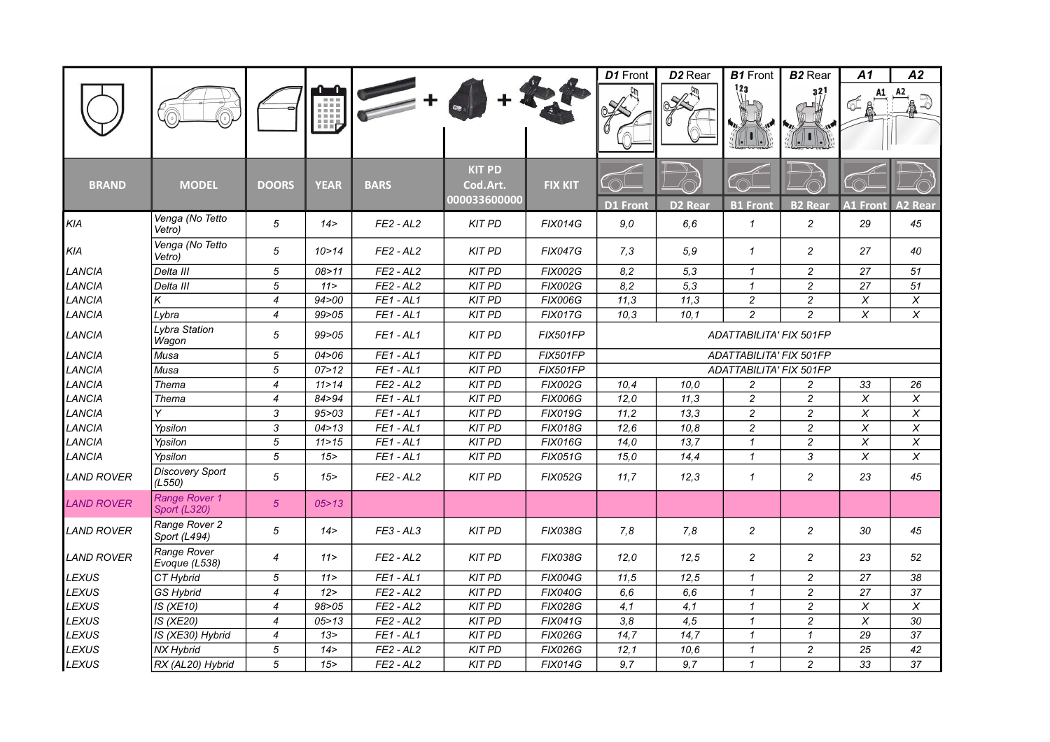| BRAND | MODEL | DOORS | YEAR | BARS | KIT PD Cod.Art. 000033600000 | FIX KIT | D1 Front | D2 Rear | B1 Front | B2 Rear | A1 Front | A2 Rear |
|---|---|---|---|---|---|---|---|---|---|---|---|---|
| KIA | Venga (No Tetto Vetro) | 5 | 14> | FE2 - AL2 | KIT PD | FIX014G | 9,0 | 6,6 | 1 | 2 | 29 | 45 |
| KIA | Venga (No Tetto Vetro) | 5 | 10>14 | FE2 - AL2 | KIT PD | FIX047G | 7,3 | 5,9 | 1 | 2 | 27 | 40 |
| LANCIA | Delta III | 5 | 08>11 | FE2 - AL2 | KIT PD | FIX002G | 8,2 | 5,3 | 1 | 2 | 27 | 51 |
| LANCIA | Delta III | 5 | 11> | FE2 - AL2 | KIT PD | FIX002G | 8,2 | 5,3 | 1 | 2 | 27 | 51 |
| LANCIA | K | 4 | 94>00 | FE1 - AL1 | KIT PD | FIX006G | 11,3 | 11,3 | 2 | 2 | X | X |
| LANCIA | Lybra | 4 | 99>05 | FE1 - AL1 | KIT PD | FIX017G | 10,3 | 10,1 | 2 | 2 | X | X |
| LANCIA | Lybra Station Wagon | 5 | 99>05 | FE1 - AL1 | KIT PD | FIX501FP | ADATTABILITA' FIX 501FP | | | | | |
| LANCIA | Musa | 5 | 04>06 | FE1 - AL1 | KIT PD | FIX501FP | ADATTABILITA' FIX 501FP | | | | | |
| LANCIA | Musa | 5 | 07>12 | FE1 - AL1 | KIT PD | FIX501FP | ADATTABILITA' FIX 501FP | | | | | |
| LANCIA | Thema | 4 | 11>14 | FE2 - AL2 | KIT PD | FIX002G | 10,4 | 10,0 | 2 | 2 | 33 | 26 |
| LANCIA | Thema | 4 | 84>94 | FE1 - AL1 | KIT PD | FIX006G | 12,0 | 11,3 | 2 | 2 | X | X |
| LANCIA | Y | 3 | 95>03 | FE1 - AL1 | KIT PD | FIX019G | 11,2 | 13,3 | 2 | 2 | X | X |
| LANCIA | Ypsilon | 3 | 04>13 | FE1 - AL1 | KIT PD | FIX018G | 12,6 | 10,8 | 2 | 2 | X | X |
| LANCIA | Ypsilon | 5 | 11>15 | FE1 - AL1 | KIT PD | FIX016G | 14,0 | 13,7 | 1 | 2 | X | X |
| LANCIA | Ypsilon | 5 | 15> | FE1 - AL1 | KIT PD | FIX051G | 15,0 | 14,4 | 1 | 3 | X | X |
| LAND ROVER | Discovery Sport (L550) | 5 | 15> | FE2 - AL2 | KIT PD | FIX052G | 11,7 | 12,3 | 1 | 2 | 23 | 45 |
| LAND ROVER | Range Rover 1 Sport (L320) | 5 | 05>13 | | | | | | | | | |
| LAND ROVER | Range Rover 2 Sport (L494) | 5 | 14> | FE3 - AL3 | KIT PD | FIX038G | 7,8 | 7,8 | 2 | 2 | 30 | 45 |
| LAND ROVER | Range Rover Evoque (L538) | 4 | 11> | FE2 - AL2 | KIT PD | FIX038G | 12,0 | 12,5 | 2 | 2 | 23 | 52 |
| LEXUS | CT Hybrid | 5 | 11> | FE1 - AL1 | KIT PD | FIX004G | 11,5 | 12,5 | 1 | 2 | 27 | 38 |
| LEXUS | GS Hybrid | 4 | 12> | FE2 - AL2 | KIT PD | FIX040G | 6,6 | 6,6 | 1 | 2 | 27 | 37 |
| LEXUS | IS (XE10) | 4 | 98>05 | FE2 - AL2 | KIT PD | FIX028G | 4,1 | 4,1 | 1 | 2 | X | X |
| LEXUS | IS (XE20) | 4 | 05>13 | FE2 - AL2 | KIT PD | FIX041G | 3,8 | 4,5 | 1 | 2 | X | 30 |
| LEXUS | IS (XE30) Hybrid | 4 | 13> | FE1 - AL1 | KIT PD | FIX026G | 14,7 | 14,7 | 1 | 1 | 29 | 37 |
| LEXUS | NX Hybrid | 5 | 14> | FE2 - AL2 | KIT PD | FIX026G | 12,1 | 10,6 | 1 | 2 | 25 | 42 |
| LEXUS | RX (AL20) Hybrid | 5 | 15> | FE2 - AL2 | KIT PD | FIX014G | 9,7 | 9,7 | 1 | 2 | 33 | 37 |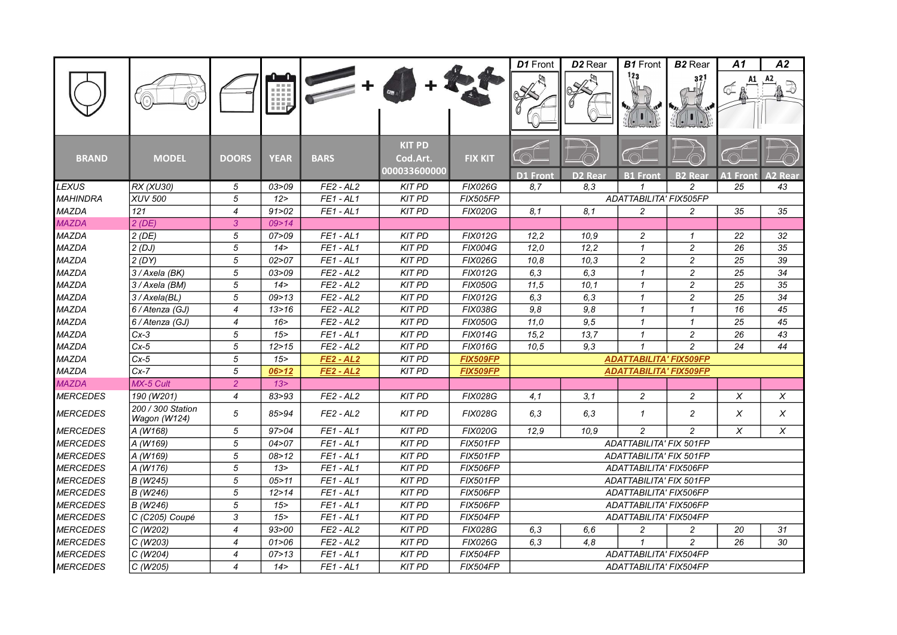| BRAND | MODEL | DOORS | YEAR | BARS | KIT PD Cod.Art. 000033600000 | FIX KIT | D1 Front | D2 Rear | B1 Front | B2 Rear | A1 Front | A2 Rear |
|---|---|---|---|---|---|---|---|---|---|---|---|---|
| LEXUS | RX (XU30) | 5 | 03>09 | FE2 - AL2 | KIT PD | FIX026G | 8,7 | 8,3 | 1 | 2 | 25 | 43 |
| MAHINDRA | XUV 500 | 5 | 12> | FE1 - AL1 | KIT PD | FIX505FP | ADATTABILITA' FIX505FP | | | | | |
| MAZDA | 121 | 4 | 91>02 | FE1 - AL1 | KIT PD | FIX020G | 8,1 | 8,1 | 2 | 2 | 35 | 35 |
| MAZDA | 2 (DE) | 3 | 09>14 | | | | | | | | | |
| MAZDA | 2 (DE) | 5 | 07>09 | FE1 - AL1 | KIT PD | FIX012G | 12,2 | 10,9 | 2 | 1 | 22 | 32 |
| MAZDA | 2 (DJ) | 5 | 14> | FE1 - AL1 | KIT PD | FIX004G | 12,0 | 12,2 | 1 | 2 | 26 | 35 |
| MAZDA | 2 (DY) | 5 | 02>07 | FE1 - AL1 | KIT PD | FIX026G | 10,8 | 10,3 | 2 | 2 | 25 | 39 |
| MAZDA | 3 / Axela (BK) | 5 | 03>09 | FE2 - AL2 | KIT PD | FIX012G | 6,3 | 6,3 | 1 | 2 | 25 | 34 |
| MAZDA | 3 / Axela (BM) | 5 | 14> | FE2 - AL2 | KIT PD | FIX050G | 11,5 | 10,1 | 1 | 2 | 25 | 35 |
| MAZDA | 3 / Axela(BL) | 5 | 09>13 | FE2 - AL2 | KIT PD | FIX012G | 6,3 | 6,3 | 1 | 2 | 25 | 34 |
| MAZDA | 6 / Atenza (GJ) | 4 | 13>16 | FE2 - AL2 | KIT PD | FIX038G | 9,8 | 9,8 | 1 | 1 | 16 | 45 |
| MAZDA | 6 / Atenza (GJ) | 4 | 16> | FE2 - AL2 | KIT PD | FIX050G | 11,0 | 9,5 | 1 | 1 | 25 | 45 |
| MAZDA | Cx-3 | 5 | 15> | FE1 - AL1 | KIT PD | FIX014G | 15,2 | 13,7 | 1 | 2 | 26 | 43 |
| MAZDA | Cx-5 | 5 | 12>15 | FE2 - AL2 | KIT PD | FIX016G | 10,5 | 9,3 | 1 | 2 | 24 | 44 |
| MAZDA | Cx-5 | 5 | 15> | **FE2 - AL2** | KIT PD | **FIX509FP** | **ADATTABILITA' FIX509FP** | | | | | |
| MAZDA | Cx-7 | 5 | 06>12 | **FE2 - AL2** | KIT PD | **FIX509FP** | **ADATTABILITA' FIX509FP** | | | | | |
| MAZDA | MX-5 Cult | 2 | 13> | | | | | | | | | |
| MERCEDES | 190 (W201) | 4 | 83>93 | FE2 - AL2 | KIT PD | FIX028G | 4,1 | 3,1 | 2 | 2 | X | X |
| MERCEDES | 200 / 300 Station Wagon (W124) | 5 | 85>94 | FE2 - AL2 | KIT PD | FIX028G | 6,3 | 6,3 | 1 | 2 | X | X |
| MERCEDES | A (W168) | 5 | 97>04 | FE1 - AL1 | KIT PD | FIX020G | 12,9 | 10,9 | 2 | 2 | X | X |
| MERCEDES | A (W169) | 5 | 04>07 | FE1 - AL1 | KIT PD | FIX501FP | ADATTABILITA' FIX 501FP | | | | | |
| MERCEDES | A (W169) | 5 | 08>12 | FE1 - AL1 | KIT PD | FIX501FP | ADATTABILITA' FIX 501FP | | | | | |
| MERCEDES | A (W176) | 5 | 13> | FE1 - AL1 | KIT PD | FIX506FP | ADATTABILITA' FIX506FP | | | | | |
| MERCEDES | B (W245) | 5 | 05>11 | FE1 - AL1 | KIT PD | FIX501FP | ADATTABILITA' FIX 501FP | | | | | |
| MERCEDES | B (W246) | 5 | 12>14 | FE1 - AL1 | KIT PD | FIX506FP | ADATTABILITA' FIX506FP | | | | | |
| MERCEDES | B (W246) | 5 | 15> | FE1 - AL1 | KIT PD | FIX506FP | ADATTABILITA' FIX506FP | | | | | |
| MERCEDES | C (C205) Coupé | 3 | 15> | FE1 - AL1 | KIT PD | FIX504FP | ADATTABILITA' FIX504FP | | | | | |
| MERCEDES | C (W202) | 4 | 93>00 | FE2 - AL2 | KIT PD | FIX028G | 6,3 | 6,6 | 2 | 2 | 20 | 31 |
| MERCEDES | C (W203) | 4 | 01>06 | FE2 - AL2 | KIT PD | FIX026G | 6,3 | 4,8 | 1 | 2 | 26 | 30 |
| MERCEDES | C (W204) | 4 | 07>13 | FE1 - AL1 | KIT PD | FIX504FP | ADATTABILITA' FIX504FP | | | | | |
| MERCEDES | C (W205) | 4 | 14> | FE1 - AL1 | KIT PD | FIX504FP | ADATTABILITA' FIX504FP | | | | | |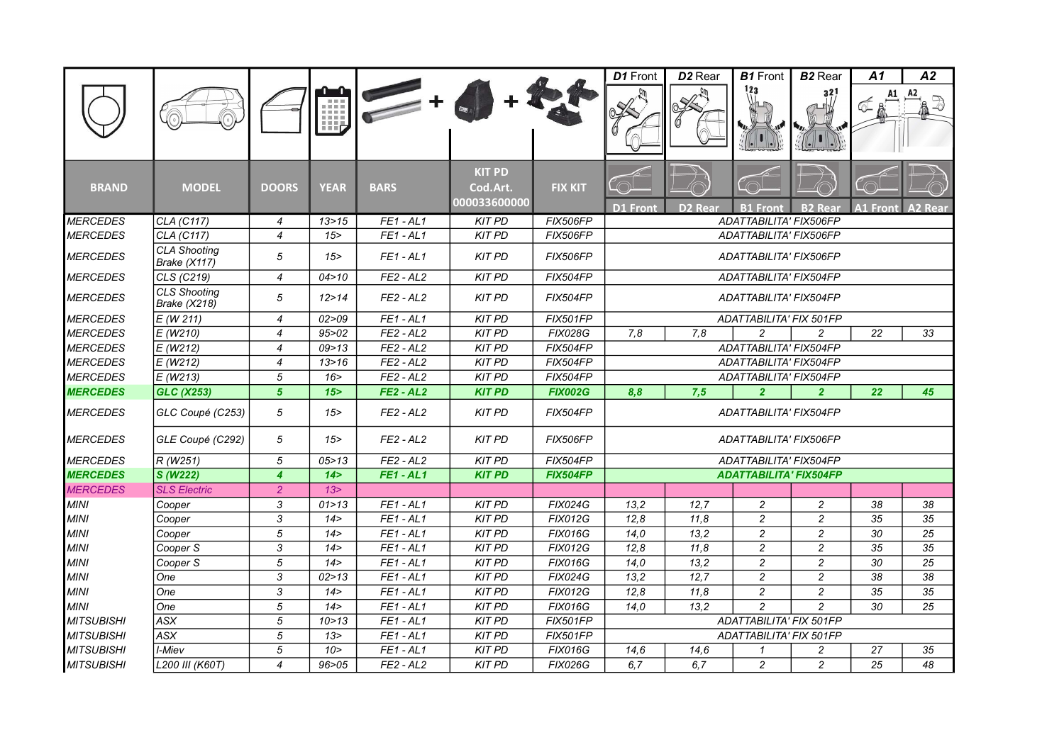| BRAND | MODEL | DOORS | YEAR | BARS | KIT PD Cod.Art. 000033600000 | FIX KIT | D1 Front | D2 Rear | B1 Front | B2 Rear | A1 Front | A2 Rear |
|---|---|---|---|---|---|---|---|---|---|---|---|---|
| MERCEDES | CLA (C117) | 4 | 13>15 | FE1 - AL1 | KIT PD | FIX506FP | ADATTABILITA' FIX506FP | | | | | |
| MERCEDES | CLA (C117) | 4 | 15> | FE1 - AL1 | KIT PD | FIX506FP | ADATTABILITA' FIX506FP | | | | | |
| MERCEDES | CLA Shooting Brake (X117) | 5 | 15> | FE1 - AL1 | KIT PD | FIX506FP | ADATTABILITA' FIX506FP | | | | | |
| MERCEDES | CLS (C219) | 4 | 04>10 | FE2 - AL2 | KIT PD | FIX504FP | ADATTABILITA' FIX504FP | | | | | |
| MERCEDES | CLS Shooting Brake (X218) | 5 | 12>14 | FE2 - AL2 | KIT PD | FIX504FP | ADATTABILITA' FIX504FP | | | | | |
| MERCEDES | E (W 211) | 4 | 02>09 | FE1 - AL1 | KIT PD | FIX501FP | ADATTABILITA' FIX 501FP | | | | | |
| MERCEDES | E (W210) | 4 | 95>02 | FE2 - AL2 | KIT PD | FIX028G | 7,8 | 7,8 | 2 | 2 | 22 | 33 |
| MERCEDES | E (W212) | 4 | 09>13 | FE2 - AL2 | KIT PD | FIX504FP | ADATTABILITA' FIX504FP | | | | | |
| MERCEDES | E (W212) | 4 | 13>16 | FE2 - AL2 | KIT PD | FIX504FP | ADATTABILITA' FIX504FP | | | | | |
| MERCEDES | E (W213) | 5 | 16> | FE2 - AL2 | KIT PD | FIX504FP | ADATTABILITA' FIX504FP | | | | | |
| MERCEDES | GLC (X253) | 5 | 15> | FE2 - AL2 | KIT PD | FIX002G | 8,8 | 7,5 | 2 | 2 | 22 | 45 |
| MERCEDES | GLC Coupé (C253) | 5 | 15> | FE2 - AL2 | KIT PD | FIX504FP | ADATTABILITA' FIX504FP | | | | | |
| MERCEDES | GLE Coupé (C292) | 5 | 15> | FE2 - AL2 | KIT PD | FIX506FP | ADATTABILITA' FIX506FP | | | | | |
| MERCEDES | R (W251) | 5 | 05>13 | FE2 - AL2 | KIT PD | FIX504FP | ADATTABILITA' FIX504FP | | | | | |
| MERCEDES | S (W222) | 4 | 14> | FE1 - AL1 | KIT PD | FIX504FP | ADATTABILITA' FIX504FP | | | | | |
| MERCEDES | SLS Electric | 2 | 13> | | | | | | | | | |
| MINI | Cooper | 3 | 01>13 | FE1 - AL1 | KIT PD | FIX024G | 13,2 | 12,7 | 2 | 2 | 38 | 38 |
| MINI | Cooper | 3 | 14> | FE1 - AL1 | KIT PD | FIX012G | 12,8 | 11,8 | 2 | 2 | 35 | 35 |
| MINI | Cooper | 5 | 14> | FE1 - AL1 | KIT PD | FIX016G | 14,0 | 13,2 | 2 | 2 | 30 | 25 |
| MINI | Cooper S | 3 | 14> | FE1 - AL1 | KIT PD | FIX012G | 12,8 | 11,8 | 2 | 2 | 35 | 35 |
| MINI | Cooper S | 5 | 14> | FE1 - AL1 | KIT PD | FIX016G | 14,0 | 13,2 | 2 | 2 | 30 | 25 |
| MINI | One | 3 | 02>13 | FE1 - AL1 | KIT PD | FIX024G | 13,2 | 12,7 | 2 | 2 | 38 | 38 |
| MINI | One | 3 | 14> | FE1 - AL1 | KIT PD | FIX012G | 12,8 | 11,8 | 2 | 2 | 35 | 35 |
| MINI | One | 5 | 14> | FE1 - AL1 | KIT PD | FIX016G | 14,0 | 13,2 | 2 | 2 | 30 | 25 |
| MITSUBISHI | ASX | 5 | 10>13 | FE1 - AL1 | KIT PD | FIX501FP | ADATTABILITA' FIX 501FP | | | | | |
| MITSUBISHI | ASX | 5 | 13> | FE1 - AL1 | KIT PD | FIX501FP | ADATTABILITA' FIX 501FP | | | | | |
| MITSUBISHI | I-Miev | 5 | 10> | FE1 - AL1 | KIT PD | FIX016G | 14,6 | 14,6 | 1 | 2 | 27 | 35 |
| MITSUBISHI | L200 III (K60T) | 4 | 96>05 | FE2 - AL2 | KIT PD | FIX026G | 6,7 | 6,7 | 2 | 2 | 25 | 48 |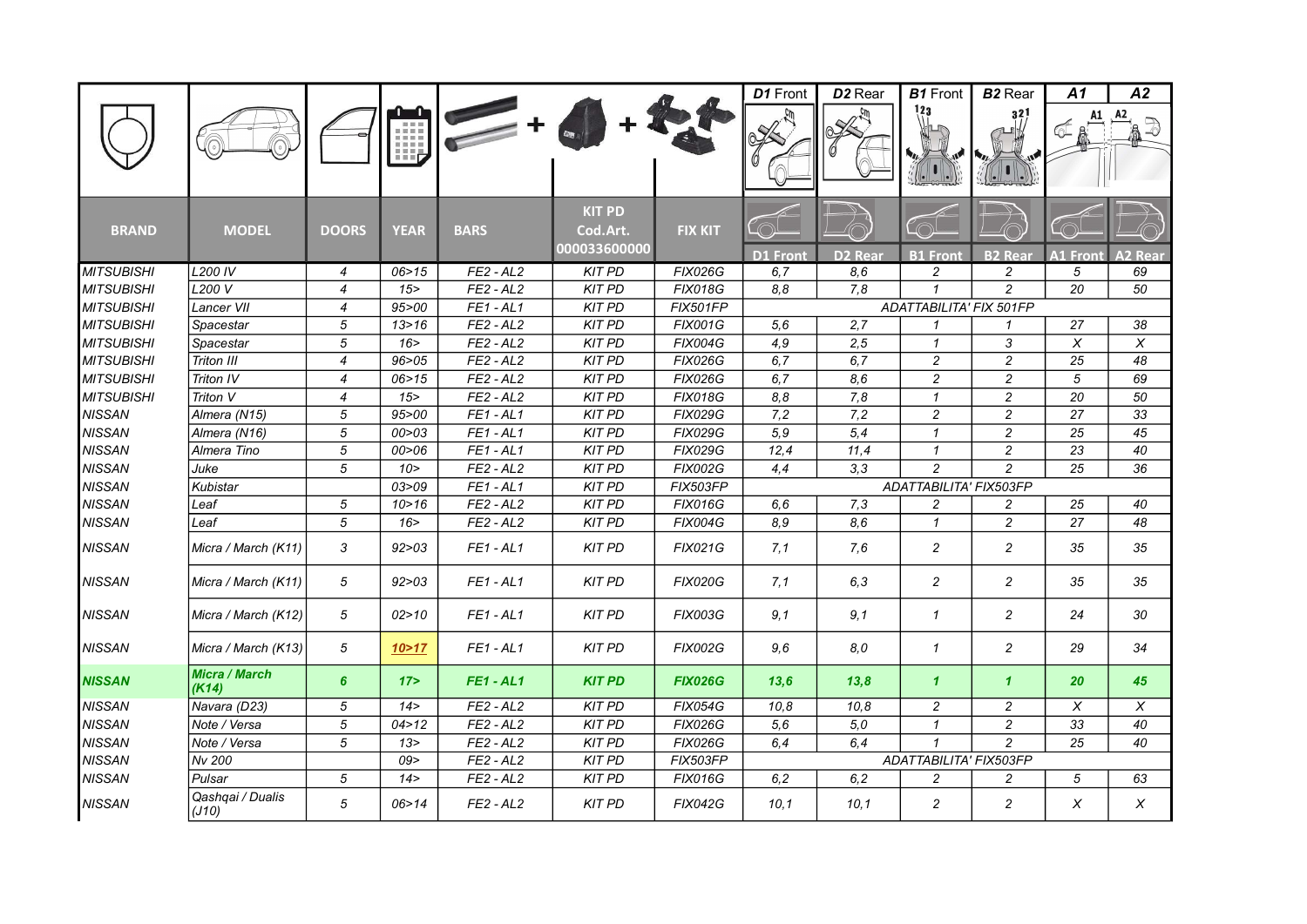| BRAND | MODEL | DOORS | YEAR | BARS | KIT PD Cod.Art. 000033600000 | FIX KIT | D1 Front | D2 Rear | B1 Front | B2 Rear | A1 Front | A2 Rear |
|---|---|---|---|---|---|---|---|---|---|---|---|---|
| MITSUBISHI | L200 IV | 4 | 06>15 | FE2 - AL2 | KIT PD | FIX026G | 6,7 | 8,6 | 2 | 2 | 5 | 69 |
| MITSUBISHI | L200 V | 4 | 15> | FE2 - AL2 | KIT PD | FIX018G | 8,8 | 7,8 | 1 | 2 | 20 | 50 |
| MITSUBISHI | Lancer VII | 4 | 95>00 | FE1 - AL1 | KIT PD | FIX501FP | ADATTABILITA' FIX 501FP | | | | | |
| MITSUBISHI | Spacestar | 5 | 13>16 | FE2 - AL2 | KIT PD | FIX001G | 5,6 | 2,7 | 1 | 1 | 27 | 38 |
| MITSUBISHI | Spacestar | 5 | 16> | FE2 - AL2 | KIT PD | FIX004G | 4,9 | 2,5 | 1 | 3 | X | X |
| MITSUBISHI | Triton III | 4 | 96>05 | FE2 - AL2 | KIT PD | FIX026G | 6,7 | 6,7 | 2 | 2 | 25 | 48 |
| MITSUBISHI | Triton IV | 4 | 06>15 | FE2 - AL2 | KIT PD | FIX026G | 6,7 | 8,6 | 2 | 2 | 5 | 69 |
| MITSUBISHI | Triton V | 4 | 15> | FE2 - AL2 | KIT PD | FIX018G | 8,8 | 7,8 | 1 | 2 | 20 | 50 |
| NISSAN | Almera (N15) | 5 | 95>00 | FE1 - AL1 | KIT PD | FIX029G | 7,2 | 7,2 | 2 | 2 | 27 | 33 |
| NISSAN | Almera (N16) | 5 | 00>03 | FE1 - AL1 | KIT PD | FIX029G | 5,9 | 5,4 | 1 | 2 | 25 | 45 |
| NISSAN | Almera Tino | 5 | 00>06 | FE1 - AL1 | KIT PD | FIX029G | 12,4 | 11,4 | 1 | 2 | 23 | 40 |
| NISSAN | Juke | 5 | 10> | FE2 - AL2 | KIT PD | FIX002G | 4,4 | 3,3 | 2 | 2 | 25 | 36 |
| NISSAN | Kubistar | | 03>09 | FE1 - AL1 | KIT PD | FIX503FP | ADATTABILITA' FIX503FP | | | | | |
| NISSAN | Leaf | 5 | 10>16 | FE2 - AL2 | KIT PD | FIX016G | 6,6 | 7,3 | 2 | 2 | 25 | 40 |
| NISSAN | Leaf | 5 | 16> | FE2 - AL2 | KIT PD | FIX004G | 8,9 | 8,6 | 1 | 2 | 27 | 48 |
| NISSAN | Micra / March (K11) | 3 | 92>03 | FE1 - AL1 | KIT PD | FIX021G | 7,1 | 7,6 | 2 | 2 | 35 | 35 |
| NISSAN | Micra / March (K11) | 5 | 92>03 | FE1 - AL1 | KIT PD | FIX020G | 7,1 | 6,3 | 2 | 2 | 35 | 35 |
| NISSAN | Micra / March (K12) | 5 | 02>10 | FE1 - AL1 | KIT PD | FIX003G | 9,1 | 9,1 | 1 | 2 | 24 | 30 |
| NISSAN | Micra / March (K13) | 5 | 10>17 | FE1 - AL1 | KIT PD | FIX002G | 9,6 | 8,0 | 1 | 2 | 29 | 34 |
| **NISSAN** | **Micra / March (K14)** | **6** | **17>** | **FE1 - AL1** | **KIT PD** | **FIX026G** | **13,6** | **13,8** | **1** | **1** | **20** | **45** |
| NISSAN | Navara (D23) | 5 | 14> | FE2 - AL2 | KIT PD | FIX054G | 10,8 | 10,8 | 2 | 2 | X | X |
| NISSAN | Note / Versa | 5 | 04>12 | FE2 - AL2 | KIT PD | FIX026G | 5,6 | 5,0 | 1 | 2 | 33 | 40 |
| NISSAN | Note / Versa | 5 | 13> | FE2 - AL2 | KIT PD | FIX026G | 6,4 | 6,4 | 1 | 2 | 25 | 40 |
| NISSAN | Nv 200 | | 09> | FE2 - AL2 | KIT PD | FIX503FP | ADATTABILITA' FIX503FP | | | | | |
| NISSAN | Pulsar | 5 | 14> | FE2 - AL2 | KIT PD | FIX016G | 6,2 | 6,2 | 2 | 2 | 5 | 63 |
| NISSAN | Qashqai / Dualis (J10) | 5 | 06>14 | FE2 - AL2 | KIT PD | FIX042G | 10,1 | 10,1 | 2 | 2 | X | X |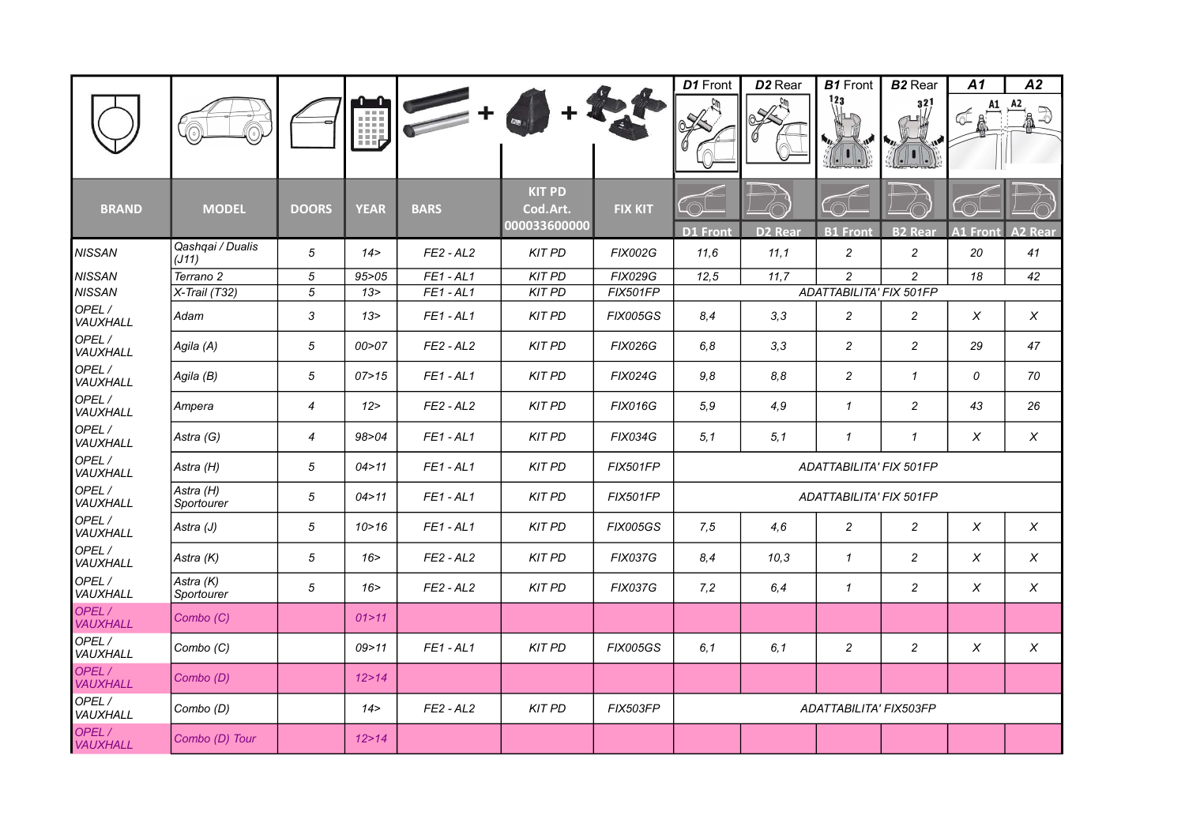| BRAND | MODEL | DOORS | YEAR | BARS | KIT PD Cod.Art. 000033600000 | FIX KIT | D1 Front | D2 Rear | B1 Front | B2 Rear | A1 Front | A2 Rear |
|---|---|---|---|---|---|---|---|---|---|---|---|---|
| NISSAN | Qashqai / Dualis (J11) | 5 | 14> | FE2 - AL2 | KIT PD | FIX002G | 11,6 | 11,1 | 2 | 2 | 20 | 41 |
| NISSAN | Terrano 2 | 5 | 95>05 | FE1 - AL1 | KIT PD | FIX029G | 12,5 | 11,7 | 2 | 2 | 18 | 42 |
| NISSAN | X-Trail (T32) | 5 | 13> | FE1 - AL1 | KIT PD | FIX501FP | ADATTABILITA' FIX 501FP | | | | | |
| OPEL / VAUXHALL | Adam | 3 | 13> | FE1 - AL1 | KIT PD | FIX005GS | 8,4 | 3,3 | 2 | 2 | X | X |
| OPEL / VAUXHALL | Agila (A) | 5 | 00>07 | FE2 - AL2 | KIT PD | FIX026G | 6,8 | 3,3 | 2 | 2 | 29 | 47 |
| OPEL / VAUXHALL | Agila (B) | 5 | 07>15 | FE1 - AL1 | KIT PD | FIX024G | 9,8 | 8,8 | 2 | 1 | 0 | 70 |
| OPEL / VAUXHALL | Ampera | 4 | 12> | FE2 - AL2 | KIT PD | FIX016G | 5,9 | 4,9 | 1 | 2 | 43 | 26 |
| OPEL / VAUXHALL | Astra (G) | 4 | 98>04 | FE1 - AL1 | KIT PD | FIX034G | 5,1 | 5,1 | 1 | 1 | X | X |
| OPEL / VAUXHALL | Astra (H) | 5 | 04>11 | FE1 - AL1 | KIT PD | FIX501FP | ADATTABILITA' FIX 501FP | | | | | |
| OPEL / VAUXHALL | Astra (H) Sportourer | 5 | 04>11 | FE1 - AL1 | KIT PD | FIX501FP | ADATTABILITA' FIX 501FP | | | | | |
| OPEL / VAUXHALL | Astra (J) | 5 | 10>16 | FE1 - AL1 | KIT PD | FIX005GS | 7,5 | 4,6 | 2 | 2 | X | X |
| OPEL / VAUXHALL | Astra (K) | 5 | 16> | FE2 - AL2 | KIT PD | FIX037G | 8,4 | 10,3 | 1 | 2 | X | X |
| OPEL / VAUXHALL | Astra (K) Sportourer | 5 | 16> | FE2 - AL2 | KIT PD | FIX037G | 7,2 | 6,4 | 1 | 2 | X | X |
| OPEL / VAUXHALL | Combo (C) | | 01>11 | | | | | | | | | |
| OPEL / VAUXHALL | Combo (C) | | 09>11 | FE1 - AL1 | KIT PD | FIX005GS | 6,1 | 6,1 | 2 | 2 | X | X |
| OPEL / VAUXHALL | Combo (D) | | 12>14 | | | | | | | | | |
| OPEL / VAUXHALL | Combo (D) | | 14> | FE2 - AL2 | KIT PD | FIX503FP | ADATTABILITA' FIX503FP | | | | | |
| OPEL / VAUXHALL | Combo (D) Tour | | 12>14 | | | | | | | | | |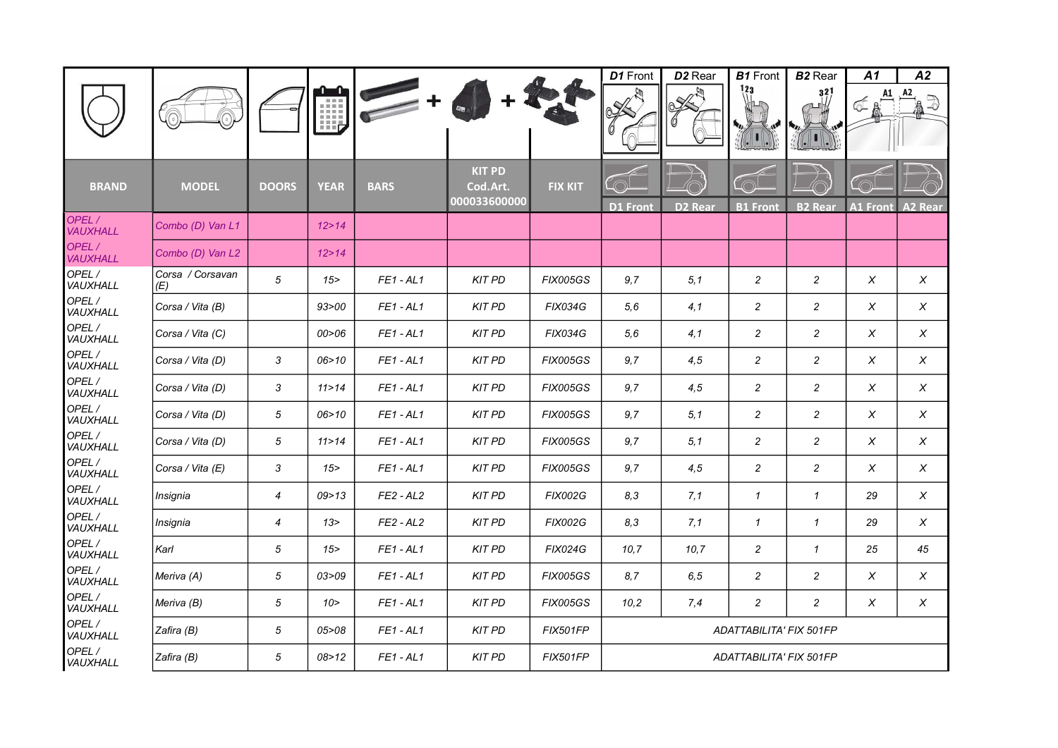| BRAND | MODEL | DOORS | YEAR | BARS | KIT PD Cod.Art. 000033600000 | FIX KIT | D1 Front | D2 Rear | B1 Front | B2 Rear | A1 Front | A2 Rear |
|---|---|---|---|---|---|---|---|---|---|---|---|---|
| OPEL / VAUXHALL | Combo (D) Van L1 | | 12>14 | | | | | | | | | |
| OPEL / VAUXHALL | Combo (D) Van L2 | | 12>14 | | | | | | | | | |
| OPEL / VAUXHALL | Corsa / Corsavan (E) | 5 | 15> | FE1 - AL1 | KIT PD | FIX005GS | 9,7 | 5,1 | 2 | 2 | X | X |
| OPEL / VAUXHALL | Corsa / Vita (B) | | 93>00 | FE1 - AL1 | KIT PD | FIX034G | 5,6 | 4,1 | 2 | 2 | X | X |
| OPEL / VAUXHALL | Corsa / Vita (C) | | 00>06 | FE1 - AL1 | KIT PD | FIX034G | 5,6 | 4,1 | 2 | 2 | X | X |
| OPEL / VAUXHALL | Corsa / Vita (D) | 3 | 06>10 | FE1 - AL1 | KIT PD | FIX005GS | 9,7 | 4,5 | 2 | 2 | X | X |
| OPEL / VAUXHALL | Corsa / Vita (D) | 3 | 11>14 | FE1 - AL1 | KIT PD | FIX005GS | 9,7 | 4,5 | 2 | 2 | X | X |
| OPEL / VAUXHALL | Corsa / Vita (D) | 5 | 06>10 | FE1 - AL1 | KIT PD | FIX005GS | 9,7 | 5,1 | 2 | 2 | X | X |
| OPEL / VAUXHALL | Corsa / Vita (D) | 5 | 11>14 | FE1 - AL1 | KIT PD | FIX005GS | 9,7 | 5,1 | 2 | 2 | X | X |
| OPEL / VAUXHALL | Corsa / Vita (E) | 3 | 15> | FE1 - AL1 | KIT PD | FIX005GS | 9,7 | 4,5 | 2 | 2 | X | X |
| OPEL / VAUXHALL | Insignia | 4 | 09>13 | FE2 - AL2 | KIT PD | FIX002G | 8,3 | 7,1 | 1 | 1 | 29 | X |
| OPEL / VAUXHALL | Insignia | 4 | 13> | FE2 - AL2 | KIT PD | FIX002G | 8,3 | 7,1 | 1 | 1 | 29 | X |
| OPEL / VAUXHALL | Karl | 5 | 15> | FE1 - AL1 | KIT PD | FIX024G | 10,7 | 10,7 | 2 | 1 | 25 | 45 |
| OPEL / VAUXHALL | Meriva (A) | 5 | 03>09 | FE1 - AL1 | KIT PD | FIX005GS | 8,7 | 6,5 | 2 | 2 | X | X |
| OPEL / VAUXHALL | Meriva (B) | 5 | 10> | FE1 - AL1 | KIT PD | FIX005GS | 10,2 | 7,4 | 2 | 2 | X | X |
| OPEL / VAUXHALL | Zafira (B) | 5 | 05>08 | FE1 - AL1 | KIT PD | FIX501FP | ADATTABILITA' FIX 501FP | | | | | |
| OPEL / VAUXHALL | Zafira (B) | 5 | 08>12 | FE1 - AL1 | KIT PD | FIX501FP | ADATTABILITA' FIX 501FP | | | | | |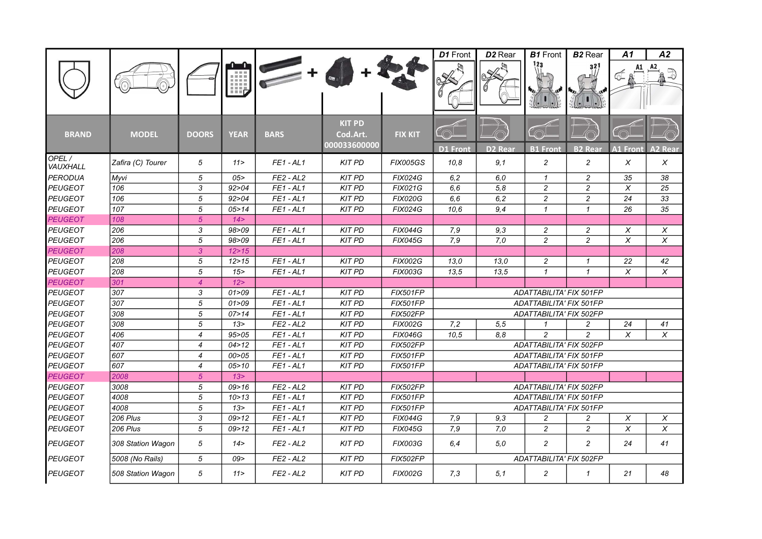| BRAND | MODEL | DOORS | YEAR | BARS | KIT PD Cod.Art. 000033600000 | FIX KIT | *D1* Front | *D2* Rear | *B1* Front | *B2* Rear | *A1* | *A2* |
|---|---|---|---|---|---|---|---|---|---|---|---|---|
| | | | | | | | D1 Front | D2 Rear | B1 Front | B2 Rear | A1 Front | A2 Rear |
| *OPEL / VAUXHALL* | *Zafira (C) Tourer* | *5* | *11>* | *FE1 - AL1* | *KIT PD* | *FIX005GS* | *10,8* | *9,1* | *2* | *2* | *X* | *X* |
| *PERODUA* | *Myvi* | *5* | *05>* | *FE2 - AL2* | *KIT PD* | *FIX024G* | *6,2* | *6,0* | *1* | *2* | *35* | *38* |
| *PEUGEOT* | *106* | *3* | *92>04* | *FE1 - AL1* | *KIT PD* | *FIX021G* | *6,6* | *5,8* | *2* | *2* | *X* | *25* |
| *PEUGEOT* | *106* | *5* | *92>04* | *FE1 - AL1* | *KIT PD* | *FIX020G* | *6,6* | *6,2* | *2* | *2* | *24* | *33* |
| *PEUGEOT* | *107* | *5* | *05>14* | *FE1 - AL1* | *KIT PD* | *FIX024G* | *10,6* | *9,4* | *1* | *1* | *26* | *35* |
| *PEUGEOT* | *108* | *5* | *14>* | | | | | | | | | |
| *PEUGEOT* | *206* | *3* | *98>09* | *FE1 - AL1* | *KIT PD* | *FIX044G* | *7,9* | *9,3* | *2* | *2* | *X* | *X* |
| *PEUGEOT* | *206* | *5* | *98>09* | *FE1 - AL1* | *KIT PD* | *FIX045G* | *7,9* | *7,0* | *2* | *2* | *X* | *X* |
| *PEUGEOT* | *208* | *3* | *12>15* | | | | | | | | | |
| *PEUGEOT* | *208* | *5* | *12>15* | *FE1 - AL1* | *KIT PD* | *FIX002G* | *13,0* | *13,0* | *2* | *1* | *22* | *42* |
| *PEUGEOT* | *208* | *5* | *15>* | *FE1 - AL1* | *KIT PD* | *FIX003G* | *13,5* | *13,5* | *1* | *1* | *X* | *X* |
| *PEUGEOT* | *301* | *4* | *12>* | | | | | | | | | |
| *PEUGEOT* | *307* | *3* | *01>09* | *FE1 - AL1* | *KIT PD* | *FIX501FP* | *ADATTABILITA' FIX 501FP* | | | | | |
| *PEUGEOT* | *307* | *5* | *01>09* | *FE1 - AL1* | *KIT PD* | *FIX501FP* | *ADATTABILITA' FIX 501FP* | | | | | |
| *PEUGEOT* | *308* | *5* | *07>14* | *FE1 - AL1* | *KIT PD* | *FIX502FP* | *ADATTABILITA' FIX 502FP* | | | | | |
| *PEUGEOT* | *308* | *5* | *13>* | *FE2 - AL2* | *KIT PD* | *FIX002G* | *7,2* | *5,5* | *1* | *2* | *24* | *41* |
| *PEUGEOT* | *406* | *4* | *95>05* | *FE1 - AL1* | *KIT PD* | *FIX046G* | *10,5* | *8,8* | *2* | *2* | *X* | *X* |
| *PEUGEOT* | *407* | *4* | *04>12* | *FE1 - AL1* | *KIT PD* | *FIX502FP* | *ADATTABILITA' FIX 502FP* | | | | | |
| *PEUGEOT* | *607* | *4* | *00>05* | *FE1 - AL1* | *KIT PD* | *FIX501FP* | *ADATTABILITA' FIX 501FP* | | | | | |
| *PEUGEOT* | *607* | *4* | *05>10* | *FE1 - AL1* | *KIT PD* | *FIX501FP* | *ADATTABILITA' FIX 501FP* | | | | | |
| *PEUGEOT* | *2008* | *5* | *13>* | | | | | | | | | |
| *PEUGEOT* | *3008* | *5* | *09>16* | *FE2 - AL2* | *KIT PD* | *FIX502FP* | *ADATTABILITA' FIX 502FP* | | | | | |
| *PEUGEOT* | *4008* | *5* | *10>13* | *FE1 - AL1* | *KIT PD* | *FIX501FP* | *ADATTABILITA' FIX 501FP* | | | | | |
| *PEUGEOT* | *4008* | *5* | *13>* | *FE1 - AL1* | *KIT PD* | *FIX501FP* | *ADATTABILITA' FIX 501FP* | | | | | |
| *PEUGEOT* | *206 Plus* | *3* | *09>12* | *FE1 - AL1* | *KIT PD* | *FIX044G* | *7,9* | *9,3* | *2* | *2* | *X* | *X* |
| *PEUGEOT* | *206 Plus* | *5* | *09>12* | *FE1 - AL1* | *KIT PD* | *FIX045G* | *7,9* | *7,0* | *2* | *2* | *X* | *X* |
| *PEUGEOT* | *308 Station Wagon* | *5* | *14>* | *FE2 - AL2* | *KIT PD* | *FIX003G* | *6,4* | *5,0* | *2* | *2* | *24* | *41* |
| *PEUGEOT* | *5008 (No Rails)* | *5* | *09>* | *FE2 - AL2* | *KIT PD* | *FIX502FP* | *ADATTABILITA' FIX 502FP* | | | | | |
| *PEUGEOT* | *508 Station Wagon* | *5* | *11>* | *FE2 - AL2* | *KIT PD* | *FIX002G* | *7,3* | *5,1* | *2* | *1* | *21* | *48* |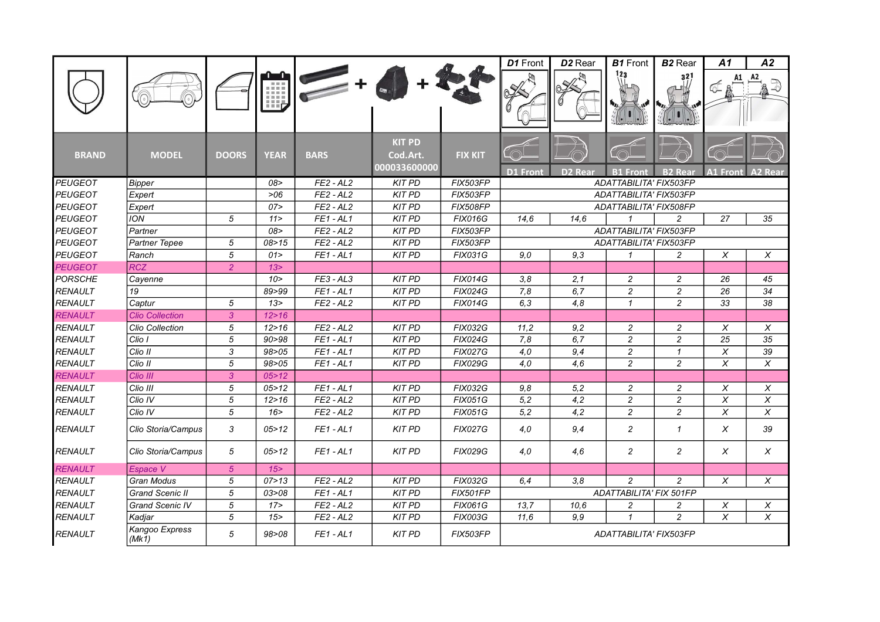| BRAND | MODEL | DOORS | YEAR | BARS | KIT PD Cod.Art. 000033600000 | FIX KIT | D1 Front | D2 Rear | B1 Front | B2 Rear | A1 Front | A2 Rear |
|---|---|---|---|---|---|---|---|---|---|---|---|---|
| PEUGEOT | Bipper | | 08> | FE2 - AL2 | KIT PD | FIX503FP | ADATTABILITA' FIX503FP | | | | | |
| PEUGEOT | Expert | | >06 | FE2 - AL2 | KIT PD | FIX503FP | ADATTABILITA' FIX503FP | | | | | |
| PEUGEOT | Expert | | 07> | FE2 - AL2 | KIT PD | FIX508FP | ADATTABILITA' FIX508FP | | | | | |
| PEUGEOT | ION | 5 | 11> | FE1 - AL1 | KIT PD | FIX016G | 14,6 | 14,6 | 1 | 2 | 27 | 35 |
| PEUGEOT | Partner | | 08> | FE2 - AL2 | KIT PD | FIX503FP | ADATTABILITA' FIX503FP | | | | | |
| PEUGEOT | Partner Tepee | 5 | 08>15 | FE2 - AL2 | KIT PD | FIX503FP | ADATTABILITA' FIX503FP | | | | | |
| PEUGEOT | Ranch | 5 | 01> | FE1 - AL1 | KIT PD | FIX031G | 9,0 | 9,3 | 1 | 2 | X | X |
| PEUGEOT | RCZ | 2 | 13> | | | | | | | | | |
| PORSCHE | Cayenne | | 10> | FE3 - AL3 | KIT PD | FIX014G | 3,8 | 2,1 | 2 | 2 | 26 | 45 |
| RENAULT | 19 | | 89>99 | FE1 - AL1 | KIT PD | FIX024G | 7,8 | 6,7 | 2 | 2 | 26 | 34 |
| RENAULT | Captur | 5 | 13> | FE2 - AL2 | KIT PD | FIX014G | 6,3 | 4,8 | 1 | 2 | 33 | 38 |
| RENAULT | Clio Collection | 3 | 12>16 | | | | | | | | | |
| RENAULT | Clio Collection | 5 | 12>16 | FE2 - AL2 | KIT PD | FIX032G | 11,2 | 9,2 | 2 | 2 | X | X |
| RENAULT | Clio I | 5 | 90>98 | FE1 - AL1 | KIT PD | FIX024G | 7,8 | 6,7 | 2 | 2 | 25 | 35 |
| RENAULT | Clio II | 3 | 98>05 | FE1 - AL1 | KIT PD | FIX027G | 4,0 | 9,4 | 2 | 1 | X | 39 |
| RENAULT | Clio II | 5 | 98>05 | FE1 - AL1 | KIT PD | FIX029G | 4,0 | 4,6 | 2 | 2 | X | X |
| RENAULT | Clio III | 3 | 05>12 | | | | | | | | | |
| RENAULT | Clio III | 5 | 05>12 | FE1 - AL1 | KIT PD | FIX032G | 9,8 | 5,2 | 2 | 2 | X | X |
| RENAULT | Clio IV | 5 | 12>16 | FE2 - AL2 | KIT PD | FIX051G | 5,2 | 4,2 | 2 | 2 | X | X |
| RENAULT | Clio IV | 5 | 16> | FE2 - AL2 | KIT PD | FIX051G | 5,2 | 4,2 | 2 | 2 | X | X |
| RENAULT | Clio Storia/Campus | 3 | 05>12 | FE1 - AL1 | KIT PD | FIX027G | 4,0 | 9,4 | 2 | 1 | X | 39 |
| RENAULT | Clio Storia/Campus | 5 | 05>12 | FE1 - AL1 | KIT PD | FIX029G | 4,0 | 4,6 | 2 | 2 | X | X |
| RENAULT | Espace V | 5 | 15> | | | | | | | | | |
| RENAULT | Gran Modus | 5 | 07>13 | FE2 - AL2 | KIT PD | FIX032G | 6,4 | 3,8 | 2 | 2 | X | X |
| RENAULT | Grand Scenic II | 5 | 03>08 | FE1 - AL1 | KIT PD | FIX501FP | ADATTABILITA' FIX 501FP | | | | | |
| RENAULT | Grand Scenic IV | 5 | 17> | FE2 - AL2 | KIT PD | FIX061G | 13,7 | 10,6 | 2 | 2 | X | X |
| RENAULT | Kadjar | 5 | 15> | FE2 - AL2 | KIT PD | FIX003G | 11,6 | 9,9 | 1 | 2 | X | X |
| RENAULT | Kangoo Express (Mk1) | 5 | 98>08 | FE1 - AL1 | KIT PD | FIX503FP | ADATTABILITA' FIX503FP | | | | | |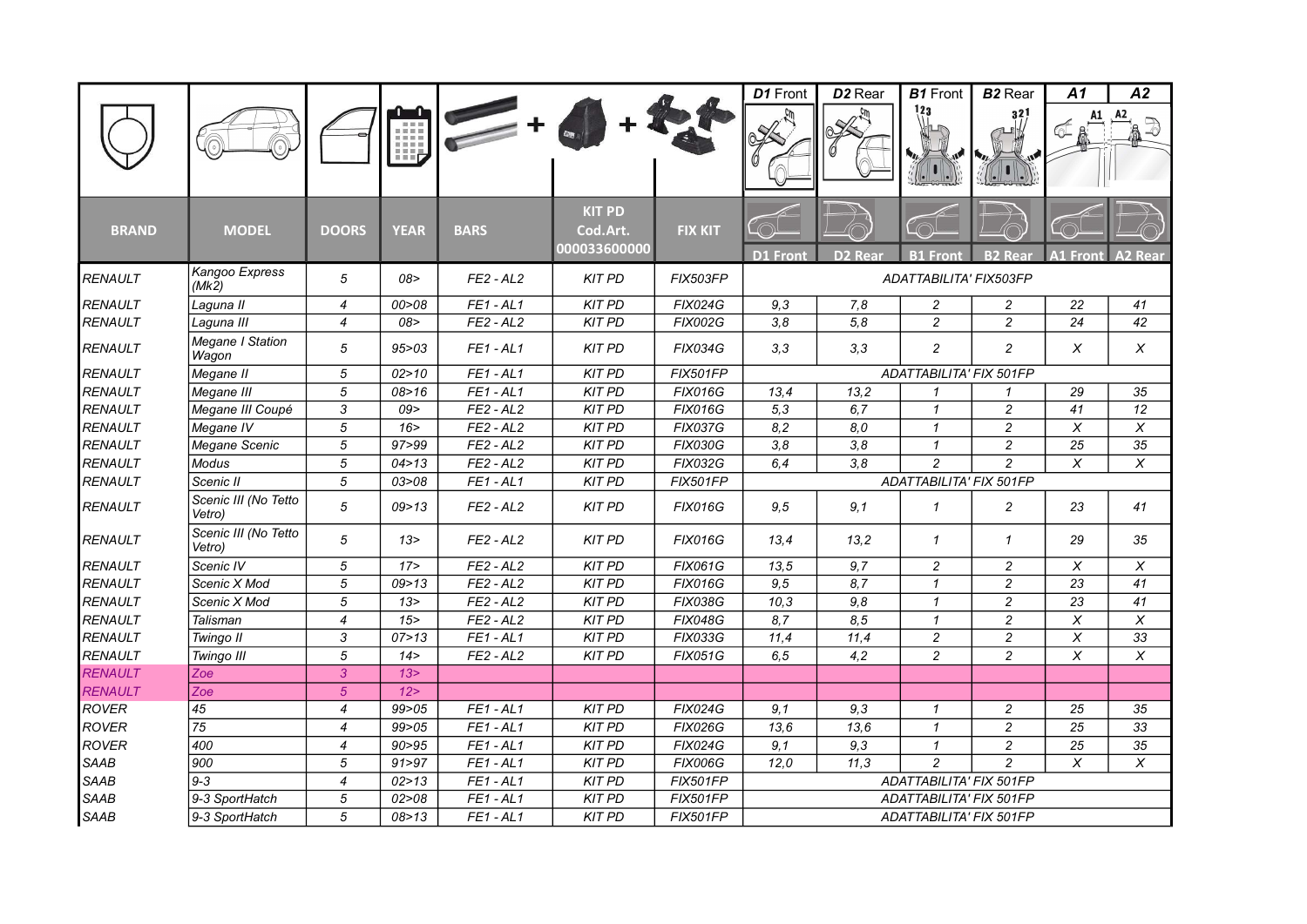| BRAND | MODEL | DOORS | YEAR | BARS | KIT PD Cod.Art. 000033600000 | FIX KIT | D1 Front | D2 Rear | B1 Front | B2 Rear | A1 Front | A2 Rear |
|---|---|---|---|---|---|---|---|---|---|---|---|---|
| RENAULT | Kangoo Express (Mk2) | 5 | 08> | FE2 - AL2 | KIT PD | FIX503FP | ADATTABILITA' FIX503FP | | | | | |
| RENAULT | Laguna II | 4 | 00>08 | FE1 - AL1 | KIT PD | FIX024G | 9,3 | 7,8 | 2 | 2 | 22 | 41 |
| RENAULT | Laguna III | 4 | 08> | FE2 - AL2 | KIT PD | FIX002G | 3,8 | 5,8 | 2 | 2 | 24 | 42 |
| RENAULT | Megane I Station Wagon | 5 | 95>03 | FE1 - AL1 | KIT PD | FIX034G | 3,3 | 3,3 | 2 | 2 | X | X |
| RENAULT | Megane II | 5 | 02>10 | FE1 - AL1 | KIT PD | FIX501FP | ADATTABILITA' FIX 501FP | | | | | |
| RENAULT | Megane III | 5 | 08>16 | FE1 - AL1 | KIT PD | FIX016G | 13,4 | 13,2 | 1 | 1 | 29 | 35 |
| RENAULT | Megane III Coupé | 3 | 09> | FE2 - AL2 | KIT PD | FIX016G | 5,3 | 6,7 | 1 | 2 | 41 | 12 |
| RENAULT | Megane IV | 5 | 16> | FE2 - AL2 | KIT PD | FIX037G | 8,2 | 8,0 | 1 | 2 | X | X |
| RENAULT | Megane Scenic | 5 | 97>99 | FE1 - AL1 | KIT PD | FIX030G | 3,8 | 3,8 | 1 | 2 | 25 | 35 |
| RENAULT | Modus | 5 | 04>13 | FE2 - AL2 | KIT PD | FIX032G | 6,4 | 3,8 | 2 | 2 | X | X |
| RENAULT | Scenic II | 5 | 03>08 | FE1 - AL1 | KIT PD | FIX501FP | ADATTABILITA' FIX 501FP | | | | | |
| RENAULT | Scenic III (No Tetto Vetro) | 5 | 09>13 | FE2 - AL2 | KIT PD | FIX016G | 9,5 | 9,1 | 1 | 2 | 23 | 41 |
| RENAULT | Scenic III (No Tetto Vetro) | 5 | 13> | FE2 - AL2 | KIT PD | FIX016G | 13,4 | 13,2 | 1 | 1 | 29 | 35 |
| RENAULT | Scenic IV | 5 | 17> | FE2 - AL2 | KIT PD | FIX061G | 13,5 | 9,7 | 2 | 2 | X | X |
| RENAULT | Scenic X Mod | 5 | 09>13 | FE2 - AL2 | KIT PD | FIX016G | 9,5 | 8,7 | 1 | 2 | 23 | 41 |
| RENAULT | Scenic X Mod | 5 | 13> | FE2 - AL2 | KIT PD | FIX038G | 10,3 | 9,8 | 1 | 2 | 23 | 41 |
| RENAULT | Talisman | 4 | 15> | FE2 - AL2 | KIT PD | FIX048G | 8,7 | 8,5 | 1 | 2 | X | X |
| RENAULT | Twingo II | 3 | 07>13 | FE1 - AL1 | KIT PD | FIX033G | 11,4 | 11,4 | 2 | 2 | X | 33 |
| RENAULT | Twingo III | 5 | 14> | FE2 - AL2 | KIT PD | FIX051G | 6,5 | 4,2 | 2 | 2 | X | X |
| RENAULT | Zoe | 3 | 13> | | | | | | | | | |
| RENAULT | Zoe | 5 | 12> | | | | | | | | | |
| ROVER | 45 | 4 | 99>05 | FE1 - AL1 | KIT PD | FIX024G | 9,1 | 9,3 | 1 | 2 | 25 | 35 |
| ROVER | 75 | 4 | 99>05 | FE1 - AL1 | KIT PD | FIX026G | 13,6 | 13,6 | 1 | 2 | 25 | 33 |
| ROVER | 400 | 4 | 90>95 | FE1 - AL1 | KIT PD | FIX024G | 9,1 | 9,3 | 1 | 2 | 25 | 35 |
| SAAB | 900 | 5 | 91>97 | FE1 - AL1 | KIT PD | FIX006G | 12,0 | 11,3 | 2 | 2 | X | X |
| SAAB | 9-3 | 4 | 02>13 | FE1 - AL1 | KIT PD | FIX501FP | ADATTABILITA' FIX 501FP | | | | | |
| SAAB | 9-3 SportHatch | 5 | 02>08 | FE1 - AL1 | KIT PD | FIX501FP | ADATTABILITA' FIX 501FP | | | | | |
| SAAB | 9-3 SportHatch | 5 | 08>13 | FE1 - AL1 | KIT PD | FIX501FP | ADATTABILITA' FIX 501FP | | | | | |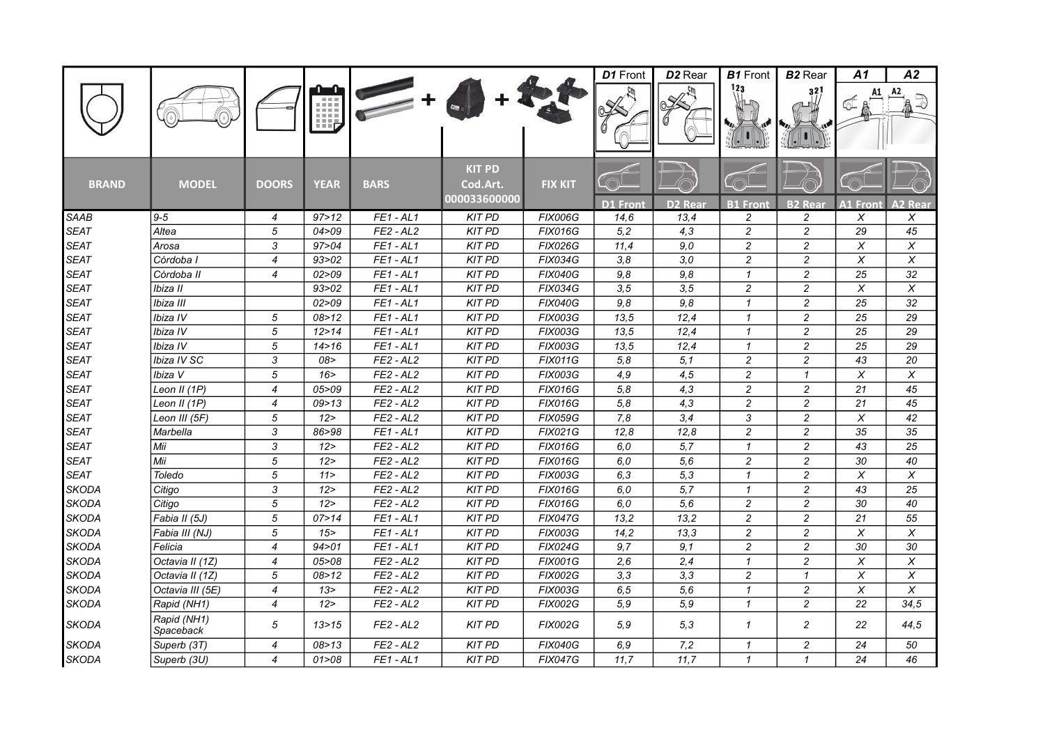| BRAND | MODEL | DOORS | YEAR | BARS | KIT PD Cod.Art. 000033600000 | FIX KIT | D1 Front | D2 Rear | B1 Front | B2 Rear | A1 Front | A2 Rear |
|---|---|---|---|---|---|---|---|---|---|---|---|---|
| SAAB | 9-5 | 4 | 97>12 | FE1 - AL1 | KIT PD | FIX006G | 14,6 | 13,4 | 2 | 2 | X | X |
| SEAT | Altea | 5 | 04>09 | FE2 - AL2 | KIT PD | FIX016G | 5,2 | 4,3 | 2 | 2 | 29 | 45 |
| SEAT | Arosa | 3 | 97>04 | FE1 - AL1 | KIT PD | FIX026G | 11,4 | 9,0 | 2 | 2 | X | X |
| SEAT | Córdoba I | 4 | 93>02 | FE1 - AL1 | KIT PD | FIX034G | 3,8 | 3,0 | 2 | 2 | X | X |
| SEAT | Córdoba II | 4 | 02>09 | FE1 - AL1 | KIT PD | FIX040G | 9,8 | 9,8 | 1 | 2 | 25 | 32 |
| SEAT | Ibiza II | | 93>02 | FE1 - AL1 | KIT PD | FIX034G | 3,5 | 3,5 | 2 | 2 | X | X |
| SEAT | Ibiza III | | 02>09 | FE1 - AL1 | KIT PD | FIX040G | 9,8 | 9,8 | 1 | 2 | 25 | 32 |
| SEAT | Ibiza IV | 5 | 08>12 | FE1 - AL1 | KIT PD | FIX003G | 13,5 | 12,4 | 1 | 2 | 25 | 29 |
| SEAT | Ibiza IV | 5 | 12>14 | FE1 - AL1 | KIT PD | FIX003G | 13,5 | 12,4 | 1 | 2 | 25 | 29 |
| SEAT | Ibiza IV | 5 | 14>16 | FE1 - AL1 | KIT PD | FIX003G | 13,5 | 12,4 | 1 | 2 | 25 | 29 |
| SEAT | Ibiza IV SC | 3 | 08> | FE2 - AL2 | KIT PD | FIX011G | 5,8 | 5,1 | 2 | 2 | 43 | 20 |
| SEAT | Ibiza V | 5 | 16> | FE2 - AL2 | KIT PD | FIX003G | 4,9 | 4,5 | 2 | 1 | X | X |
| SEAT | Leon II (1P) | 4 | 05>09 | FE2 - AL2 | KIT PD | FIX016G | 5,8 | 4,3 | 2 | 2 | 21 | 45 |
| SEAT | Leon II (1P) | 4 | 09>13 | FE2 - AL2 | KIT PD | FIX016G | 5,8 | 4,3 | 2 | 2 | 21 | 45 |
| SEAT | Leon III (5F) | 5 | 12> | FE2 - AL2 | KIT PD | FIX059G | 7,8 | 3,4 | 3 | 2 | X | 42 |
| SEAT | Marbella | 3 | 86>98 | FE1 - AL1 | KIT PD | FIX021G | 12,8 | 12,8 | 2 | 2 | 35 | 35 |
| SEAT | Mii | 3 | 12> | FE2 - AL2 | KIT PD | FIX016G | 6,0 | 5,7 | 1 | 2 | 43 | 25 |
| SEAT | Mii | 5 | 12> | FE2 - AL2 | KIT PD | FIX016G | 6,0 | 5,6 | 2 | 2 | 30 | 40 |
| SEAT | Toledo | 5 | 11> | FE2 - AL2 | KIT PD | FIX003G | 6,3 | 5,3 | 1 | 2 | X | X |
| SKODA | Citigo | 3 | 12> | FE2 - AL2 | KIT PD | FIX016G | 6,0 | 5,7 | 1 | 2 | 43 | 25 |
| SKODA | Citigo | 5 | 12> | FE2 - AL2 | KIT PD | FIX016G | 6,0 | 5,6 | 2 | 2 | 30 | 40 |
| SKODA | Fabia II (5J) | 5 | 07>14 | FE1 - AL1 | KIT PD | FIX047G | 13,2 | 13,2 | 2 | 2 | 21 | 55 |
| SKODA | Fabia III (NJ) | 5 | 15> | FE1 - AL1 | KIT PD | FIX003G | 14,2 | 13,3 | 2 | 2 | X | X |
| SKODA | Felicia | 4 | 94>01 | FE1 - AL1 | KIT PD | FIX024G | 9,7 | 9,1 | 2 | 2 | 30 | 30 |
| SKODA | Octavia II (1Z) | 4 | 05>08 | FE2 - AL2 | KIT PD | FIX001G | 2,6 | 2,4 | 1 | 2 | X | X |
| SKODA | Octavia II (1Z) | 5 | 08>12 | FE2 - AL2 | KIT PD | FIX002G | 3,3 | 3,3 | 2 | 1 | X | X |
| SKODA | Octavia III (5E) | 4 | 13> | FE2 - AL2 | KIT PD | FIX003G | 6,5 | 5,6 | 1 | 2 | X | X |
| SKODA | Rapid (NH1) | 4 | 12> | FE2 - AL2 | KIT PD | FIX002G | 5,9 | 5,9 | 1 | 2 | 22 | 34,5 |
| SKODA | Rapid (NH1) Spaceback | 5 | 13>15 | FE2 - AL2 | KIT PD | FIX002G | 5,9 | 5,3 | 1 | 2 | 22 | 44,5 |
| SKODA | Superb (3T) | 4 | 08>13 | FE2 - AL2 | KIT PD | FIX040G | 6,9 | 7,2 | 1 | 2 | 24 | 50 |
| SKODA | Superb (3U) | 4 | 01>08 | FE1 - AL1 | KIT PD | FIX047G | 11,7 | 11,7 | 1 | 1 | 24 | 46 |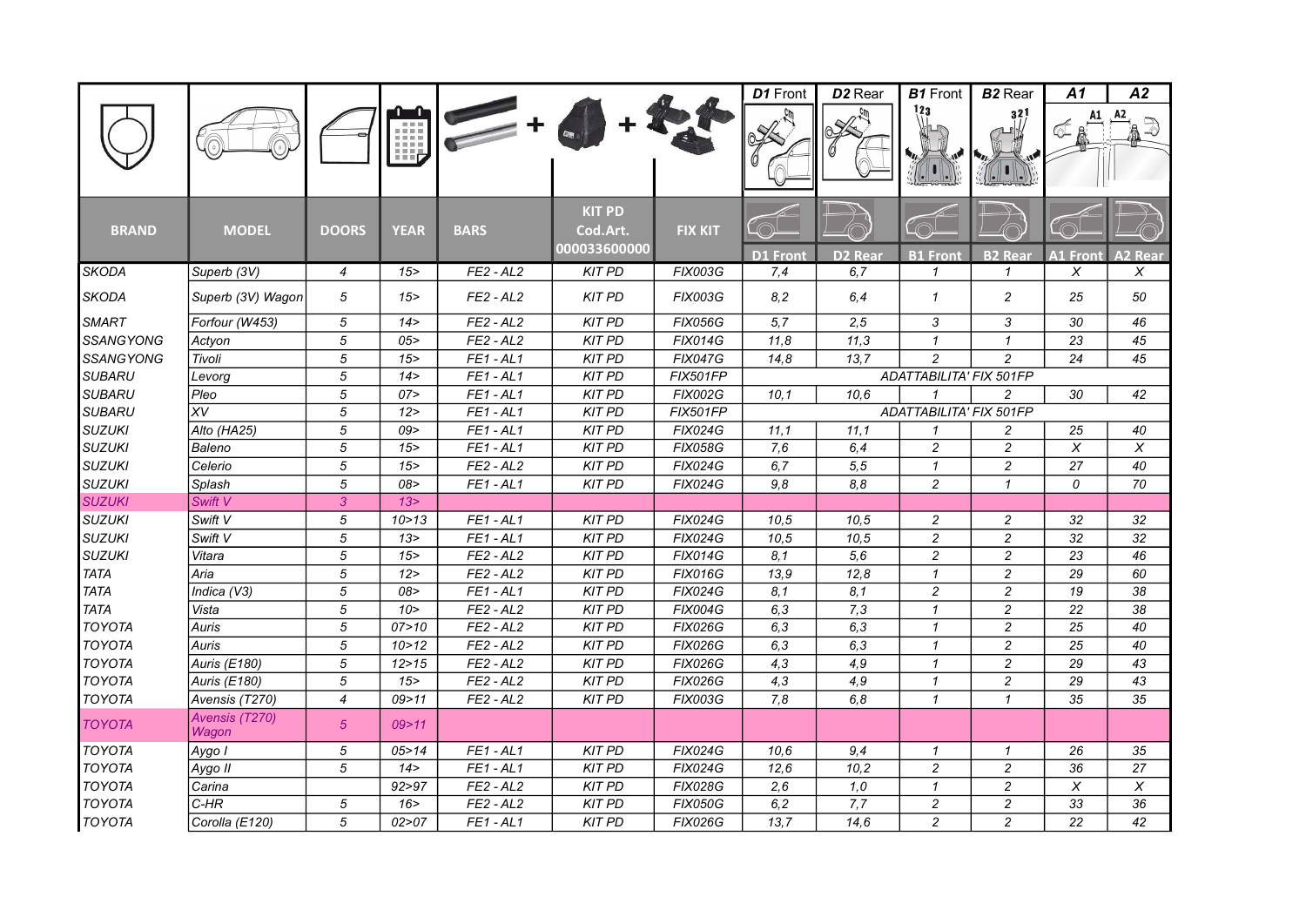| BRAND | MODEL | DOORS | YEAR | BARS | KIT PD Cod.Art. 000033600000 | FIX KIT | D1 Front | D2 Rear | B1 Front | B2 Rear | A1 Front | A2 Rear |
|---|---|---|---|---|---|---|---|---|---|---|---|---|
| SKODA | Superb (3V) | 4 | 15> | FE2 - AL2 | KIT PD | FIX003G | 7,4 | 6,7 | 1 | 1 | X | X |
| SKODA | Superb (3V) Wagon | 5 | 15> | FE2 - AL2 | KIT PD | FIX003G | 8,2 | 6,4 | 1 | 2 | 25 | 50 |
| SMART | Forfour (W453) | 5 | 14> | FE2 - AL2 | KIT PD | FIX056G | 5,7 | 2,5 | 3 | 3 | 30 | 46 |
| SSANGYONG | Actyon | 5 | 05> | FE2 - AL2 | KIT PD | FIX014G | 11,8 | 11,3 | 1 | 1 | 23 | 45 |
| SSANGYONG | Tivoli | 5 | 15> | FE1 - AL1 | KIT PD | FIX047G | 14,8 | 13,7 | 2 | 2 | 24 | 45 |
| SUBARU | Levorg | 5 | 14> | FE1 - AL1 | KIT PD | FIX501FP | ADATTABILITA' FIX 501FP | | | | | |
| SUBARU | Pleo | 5 | 07> | FE1 - AL1 | KIT PD | FIX002G | 10,1 | 10,6 | 1 | 2 | 30 | 42 |
| SUBARU | XV | 5 | 12> | FE1 - AL1 | KIT PD | FIX501FP | ADATTABILITA' FIX 501FP | | | | | |
| SUZUKI | Alto (HA25) | 5 | 09> | FE1 - AL1 | KIT PD | FIX024G | 11,1 | 11,1 | 1 | 2 | 25 | 40 |
| SUZUKI | Baleno | 5 | 15> | FE1 - AL1 | KIT PD | FIX058G | 7,6 | 6,4 | 2 | 2 | X | X |
| SUZUKI | Celerio | 5 | 15> | FE2 - AL2 | KIT PD | FIX024G | 6,7 | 5,5 | 1 | 2 | 27 | 40 |
| SUZUKI | Splash | 5 | 08> | FE1 - AL1 | KIT PD | FIX024G | 9,8 | 8,8 | 2 | 1 | 0 | 70 |
| SUZUKI | Swift V | 3 | 13> | | | | | | | | | |
| SUZUKI | Swift V | 5 | 10>13 | FE1 - AL1 | KIT PD | FIX024G | 10,5 | 10,5 | 2 | 2 | 32 | 32 |
| SUZUKI | Swift V | 5 | 13> | FE1 - AL1 | KIT PD | FIX024G | 10,5 | 10,5 | 2 | 2 | 32 | 32 |
| SUZUKI | Vitara | 5 | 15> | FE2 - AL2 | KIT PD | FIX014G | 8,1 | 5,6 | 2 | 2 | 23 | 46 |
| TATA | Aria | 5 | 12> | FE2 - AL2 | KIT PD | FIX016G | 13,9 | 12,8 | 1 | 2 | 29 | 60 |
| TATA | Indica (V3) | 5 | 08> | FE1 - AL1 | KIT PD | FIX024G | 8,1 | 8,1 | 2 | 2 | 19 | 38 |
| TATA | Vista | 5 | 10> | FE2 - AL2 | KIT PD | FIX004G | 6,3 | 7,3 | 1 | 2 | 22 | 38 |
| TOYOTA | Auris | 5 | 07>10 | FE2 - AL2 | KIT PD | FIX026G | 6,3 | 6,3 | 1 | 2 | 25 | 40 |
| TOYOTA | Auris | 5 | 10>12 | FE2 - AL2 | KIT PD | FIX026G | 6,3 | 6,3 | 1 | 2 | 25 | 40 |
| TOYOTA | Auris (E180) | 5 | 12>15 | FE2 - AL2 | KIT PD | FIX026G | 4,3 | 4,9 | 1 | 2 | 29 | 43 |
| TOYOTA | Auris (E180) | 5 | 15> | FE2 - AL2 | KIT PD | FIX026G | 4,3 | 4,9 | 1 | 2 | 29 | 43 |
| TOYOTA | Avensis (T270) | 4 | 09>11 | FE2 - AL2 | KIT PD | FIX003G | 7,8 | 6,8 | 1 | 1 | 35 | 35 |
| TOYOTA | Avensis (T270) Wagon | 5 | 09>11 | | | | | | | | | |
| TOYOTA | Aygo I | 5 | 05>14 | FE1 - AL1 | KIT PD | FIX024G | 10,6 | 9,4 | 1 | 1 | 26 | 35 |
| TOYOTA | Aygo II | 5 | 14> | FE1 - AL1 | KIT PD | FIX024G | 12,6 | 10,2 | 2 | 2 | 36 | 27 |
| TOYOTA | Carina | | 92>97 | FE2 - AL2 | KIT PD | FIX028G | 2,6 | 1,0 | 1 | 2 | X | X |
| TOYOTA | C-HR | 5 | 16> | FE2 - AL2 | KIT PD | FIX050G | 6,2 | 7,7 | 2 | 2 | 33 | 36 |
| TOYOTA | Corolla (E120) | 5 | 02>07 | FE1 - AL1 | KIT PD | FIX026G | 13,7 | 14,6 | 2 | 2 | 22 | 42 |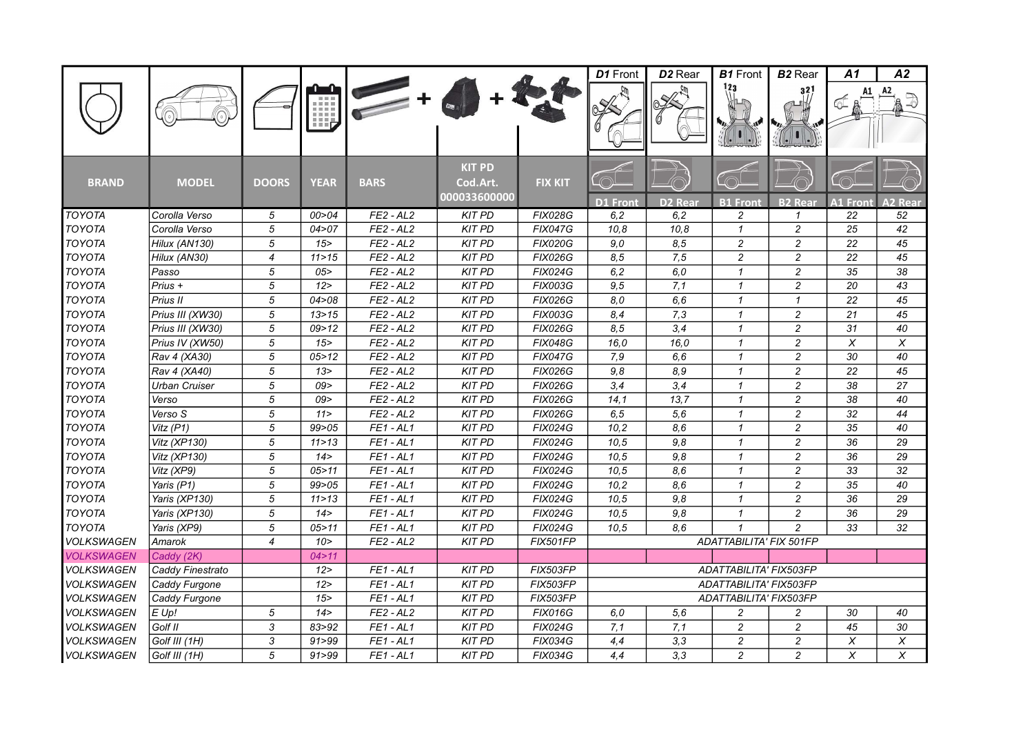| BRAND | MODEL | DOORS | YEAR | BARS | KIT PD Cod.Art. 000033600000 | FIX KIT | D1 Front | D2 Rear | B1 Front | B2 Rear | A1 Front | A2 Rear |
|---|---|---|---|---|---|---|---|---|---|---|---|---|
| TOYOTA | Corolla Verso | 5 | 00>04 | FE2 - AL2 | KIT PD | FIX028G | 6,2 | 6,2 | 2 | 1 | 22 | 52 |
| TOYOTA | Corolla Verso | 5 | 04>07 | FE2 - AL2 | KIT PD | FIX047G | 10,8 | 10,8 | 1 | 2 | 25 | 42 |
| TOYOTA | Hilux (AN130) | 5 | 15> | FE2 - AL2 | KIT PD | FIX020G | 9,0 | 8,5 | 2 | 2 | 22 | 45 |
| TOYOTA | Hilux (AN30) | 4 | 11>15 | FE2 - AL2 | KIT PD | FIX026G | 8,5 | 7,5 | 2 | 2 | 22 | 45 |
| TOYOTA | Passo | 5 | 05> | FE2 - AL2 | KIT PD | FIX024G | 6,2 | 6,0 | 1 | 2 | 35 | 38 |
| TOYOTA | Prius + | 5 | 12> | FE2 - AL2 | KIT PD | FIX003G | 9,5 | 7,1 | 1 | 2 | 20 | 43 |
| TOYOTA | Prius II | 5 | 04>08 | FE2 - AL2 | KIT PD | FIX026G | 8,0 | 6,6 | 1 | 1 | 22 | 45 |
| TOYOTA | Prius III (XW30) | 5 | 13>15 | FE2 - AL2 | KIT PD | FIX003G | 8,4 | 7,3 | 1 | 2 | 21 | 45 |
| TOYOTA | Prius III (XW30) | 5 | 09>12 | FE2 - AL2 | KIT PD | FIX026G | 8,5 | 3,4 | 1 | 2 | 31 | 40 |
| TOYOTA | Prius IV (XW50) | 5 | 15> | FE2 - AL2 | KIT PD | FIX048G | 16,0 | 16,0 | 1 | 2 | X | X |
| TOYOTA | Rav 4 (XA30) | 5 | 05>12 | FE2 - AL2 | KIT PD | FIX047G | 7,9 | 6,6 | 1 | 2 | 30 | 40 |
| TOYOTA | Rav 4 (XA40) | 5 | 13> | FE2 - AL2 | KIT PD | FIX026G | 9,8 | 8,9 | 1 | 2 | 22 | 45 |
| TOYOTA | Urban Cruiser | 5 | 09> | FE2 - AL2 | KIT PD | FIX026G | 3,4 | 3,4 | 1 | 2 | 38 | 27 |
| TOYOTA | Verso | 5 | 09> | FE2 - AL2 | KIT PD | FIX026G | 14,1 | 13,7 | 1 | 2 | 38 | 40 |
| TOYOTA | Verso S | 5 | 11> | FE2 - AL2 | KIT PD | FIX026G | 6,5 | 5,6 | 1 | 2 | 32 | 44 |
| TOYOTA | Vitz (P1) | 5 | 99>05 | FE1 - AL1 | KIT PD | FIX024G | 10,2 | 8,6 | 1 | 2 | 35 | 40 |
| TOYOTA | Vitz (XP130) | 5 | 11>13 | FE1 - AL1 | KIT PD | FIX024G | 10,5 | 9,8 | 1 | 2 | 36 | 29 |
| TOYOTA | Vitz (XP130) | 5 | 14> | FE1 - AL1 | KIT PD | FIX024G | 10,5 | 9,8 | 1 | 2 | 36 | 29 |
| TOYOTA | Vitz (XP9) | 5 | 05>11 | FE1 - AL1 | KIT PD | FIX024G | 10,5 | 8,6 | 1 | 2 | 33 | 32 |
| TOYOTA | Yaris (P1) | 5 | 99>05 | FE1 - AL1 | KIT PD | FIX024G | 10,2 | 8,6 | 1 | 2 | 35 | 40 |
| TOYOTA | Yaris (XP130) | 5 | 11>13 | FE1 - AL1 | KIT PD | FIX024G | 10,5 | 9,8 | 1 | 2 | 36 | 29 |
| TOYOTA | Yaris (XP130) | 5 | 14> | FE1 - AL1 | KIT PD | FIX024G | 10,5 | 9,8 | 1 | 2 | 36 | 29 |
| TOYOTA | Yaris (XP9) | 5 | 05>11 | FE1 - AL1 | KIT PD | FIX024G | 10,5 | 8,6 | 1 | 2 | 33 | 32 |
| VOLKSWAGEN | Amarok | 4 | 10> | FE2 - AL2 | KIT PD | FIX501FP | ADATTABILITA' FIX 501FP | | | | | |
| VOLKSWAGEN | Caddy (2K) | | 04>11 | | | | | | | | | |
| VOLKSWAGEN | Caddy Finestrato | | 12> | FE1 - AL1 | KIT PD | FIX503FP | ADATTABILITA' FIX503FP | | | | | |
| VOLKSWAGEN | Caddy Furgone | | 12> | FE1 - AL1 | KIT PD | FIX503FP | ADATTABILITA' FIX503FP | | | | | |
| VOLKSWAGEN | Caddy Furgone | | 15> | FE1 - AL1 | KIT PD | FIX503FP | ADATTABILITA' FIX503FP | | | | | |
| VOLKSWAGEN | E Up! | 5 | 14> | FE2 - AL2 | KIT PD | FIX016G | 6,0 | 5,6 | 2 | 2 | 30 | 40 |
| VOLKSWAGEN | Golf II | 3 | 83>92 | FE1 - AL1 | KIT PD | FIX024G | 7,1 | 7,1 | 2 | 2 | 45 | 30 |
| VOLKSWAGEN | Golf III (1H) | 3 | 91>99 | FE1 - AL1 | KIT PD | FIX034G | 4,4 | 3,3 | 2 | 2 | X | X |
| VOLKSWAGEN | Golf III (1H) | 5 | 91>99 | FE1 - AL1 | KIT PD | FIX034G | 4,4 | 3,3 | 2 | 2 | X | X |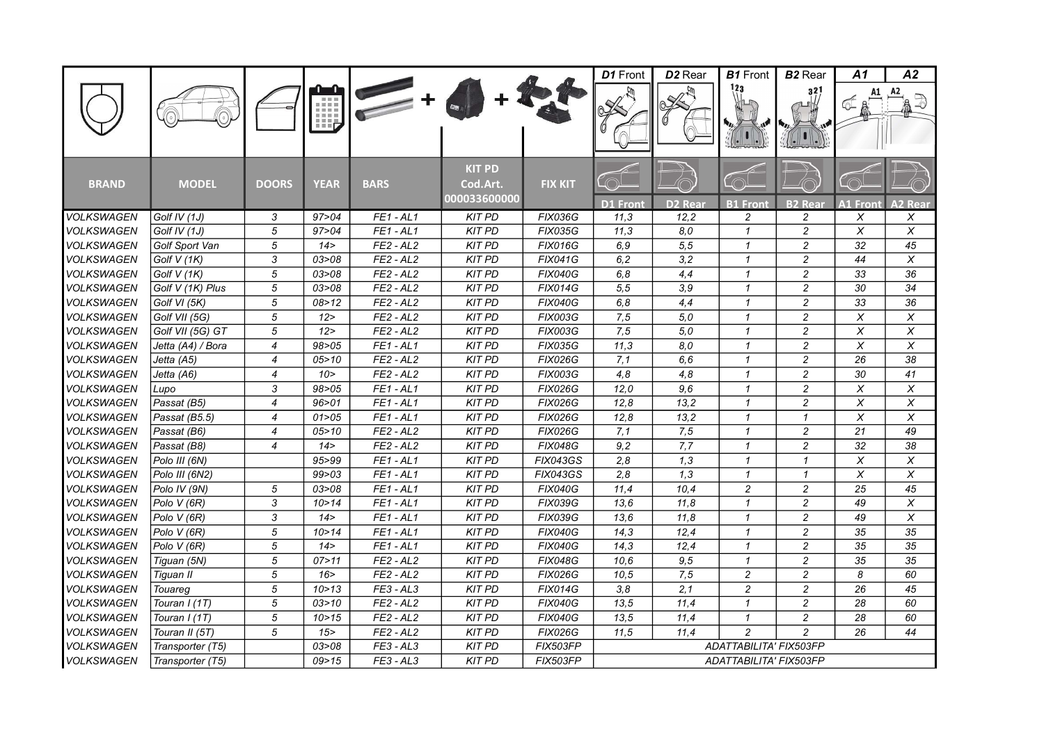| BRAND | MODEL | DOORS | YEAR | BARS | KIT PD Cod.Art. 000033600000 | FIX KIT | D1 Front | D2 Rear | B1 Front | B2 Rear | A1 Front | A2 Rear |
|---|---|---|---|---|---|---|---|---|---|---|---|---|
| VOLKSWAGEN | Golf IV (1J) | 3 | 97>04 | FE1 - AL1 | KIT PD | FIX036G | 11,3 | 12,2 | 2 | 2 | X | X |
| VOLKSWAGEN | Golf IV (1J) | 5 | 97>04 | FE1 - AL1 | KIT PD | FIX035G | 11,3 | 8,0 | 1 | 2 | X | X |
| VOLKSWAGEN | Golf Sport Van | 5 | 14> | FE2 - AL2 | KIT PD | FIX016G | 6,9 | 5,5 | 1 | 2 | 32 | 45 |
| VOLKSWAGEN | Golf V (1K) | 3 | 03>08 | FE2 - AL2 | KIT PD | FIX041G | 6,2 | 3,2 | 1 | 2 | 44 | X |
| VOLKSWAGEN | Golf V (1K) | 5 | 03>08 | FE2 - AL2 | KIT PD | FIX040G | 6,8 | 4,4 | 1 | 2 | 33 | 36 |
| VOLKSWAGEN | Golf V (1K) Plus | 5 | 03>08 | FE2 - AL2 | KIT PD | FIX014G | 5,5 | 3,9 | 1 | 2 | 30 | 34 |
| VOLKSWAGEN | Golf VI (5K) | 5 | 08>12 | FE2 - AL2 | KIT PD | FIX040G | 6,8 | 4,4 | 1 | 2 | 33 | 36 |
| VOLKSWAGEN | Golf VII (5G) | 5 | 12> | FE2 - AL2 | KIT PD | FIX003G | 7,5 | 5,0 | 1 | 2 | X | X |
| VOLKSWAGEN | Golf VII (5G) GT | 5 | 12> | FE2 - AL2 | KIT PD | FIX003G | 7,5 | 5,0 | 1 | 2 | X | X |
| VOLKSWAGEN | Jetta (A4) / Bora | 4 | 98>05 | FE1 - AL1 | KIT PD | FIX035G | 11,3 | 8,0 | 1 | 2 | X | X |
| VOLKSWAGEN | Jetta (A5) | 4 | 05>10 | FE2 - AL2 | KIT PD | FIX026G | 7,1 | 6,6 | 1 | 2 | 26 | 38 |
| VOLKSWAGEN | Jetta (A6) | 4 | 10> | FE2 - AL2 | KIT PD | FIX003G | 4,8 | 4,8 | 1 | 2 | 30 | 41 |
| VOLKSWAGEN | Lupo | 3 | 98>05 | FE1 - AL1 | KIT PD | FIX026G | 12,0 | 9,6 | 1 | 2 | X | X |
| VOLKSWAGEN | Passat (B5) | 4 | 96>01 | FE1 - AL1 | KIT PD | FIX026G | 12,8 | 13,2 | 1 | 2 | X | X |
| VOLKSWAGEN | Passat (B5.5) | 4 | 01>05 | FE1 - AL1 | KIT PD | FIX026G | 12,8 | 13,2 | 1 | 1 | X | X |
| VOLKSWAGEN | Passat (B6) | 4 | 05>10 | FE2 - AL2 | KIT PD | FIX026G | 7,1 | 7,5 | 1 | 2 | 21 | 49 |
| VOLKSWAGEN | Passat (B8) | 4 | 14> | FE2 - AL2 | KIT PD | FIX048G | 9,2 | 7,7 | 1 | 2 | 32 | 38 |
| VOLKSWAGEN | Polo III (6N) | | 95>99 | FE1 - AL1 | KIT PD | FIX043GS | 2,8 | 1,3 | 1 | 1 | X | X |
| VOLKSWAGEN | Polo III (6N2) | | 99>03 | FE1 - AL1 | KIT PD | FIX043GS | 2,8 | 1,3 | 1 | 1 | X | X |
| VOLKSWAGEN | Polo IV (9N) | 5 | 03>08 | FE1 - AL1 | KIT PD | FIX040G | 11,4 | 10,4 | 2 | 2 | 25 | 45 |
| VOLKSWAGEN | Polo V (6R) | 3 | 10>14 | FE1 - AL1 | KIT PD | FIX039G | 13,6 | 11,8 | 1 | 2 | 49 | X |
| VOLKSWAGEN | Polo V (6R) | 3 | 14> | FE1 - AL1 | KIT PD | FIX039G | 13,6 | 11,8 | 1 | 2 | 49 | X |
| VOLKSWAGEN | Polo V (6R) | 5 | 10>14 | FE1 - AL1 | KIT PD | FIX040G | 14,3 | 12,4 | 1 | 2 | 35 | 35 |
| VOLKSWAGEN | Polo V (6R) | 5 | 14> | FE1 - AL1 | KIT PD | FIX040G | 14,3 | 12,4 | 1 | 2 | 35 | 35 |
| VOLKSWAGEN | Tiguan (5N) | 5 | 07>11 | FE2 - AL2 | KIT PD | FIX048G | 10,6 | 9,5 | 1 | 2 | 35 | 35 |
| VOLKSWAGEN | Tiguan II | 5 | 16> | FE2 - AL2 | KIT PD | FIX026G | 10,5 | 7,5 | 2 | 2 | 8 | 60 |
| VOLKSWAGEN | Touareg | 5 | 10>13 | FE3 - AL3 | KIT PD | FIX014G | 3,8 | 2,1 | 2 | 2 | 26 | 45 |
| VOLKSWAGEN | Touran I (1T) | 5 | 03>10 | FE2 - AL2 | KIT PD | FIX040G | 13,5 | 11,4 | 1 | 2 | 28 | 60 |
| VOLKSWAGEN | Touran I (1T) | 5 | 10>15 | FE2 - AL2 | KIT PD | FIX040G | 13,5 | 11,4 | 1 | 2 | 28 | 60 |
| VOLKSWAGEN | Touran II (5T) | 5 | 15> | FE2 - AL2 | KIT PD | FIX026G | 11,5 | 11,4 | 2 | 2 | 26 | 44 |
| VOLKSWAGEN | Transporter (T5) | | 03>08 | FE3 - AL3 | KIT PD | FIX503FP | ADATTABILITA' FIX503FP | | | | | |
| VOLKSWAGEN | Transporter (T5) | | 09>15 | FE3 - AL3 | KIT PD | FIX503FP | ADATTABILITA' FIX503FP | | | | | |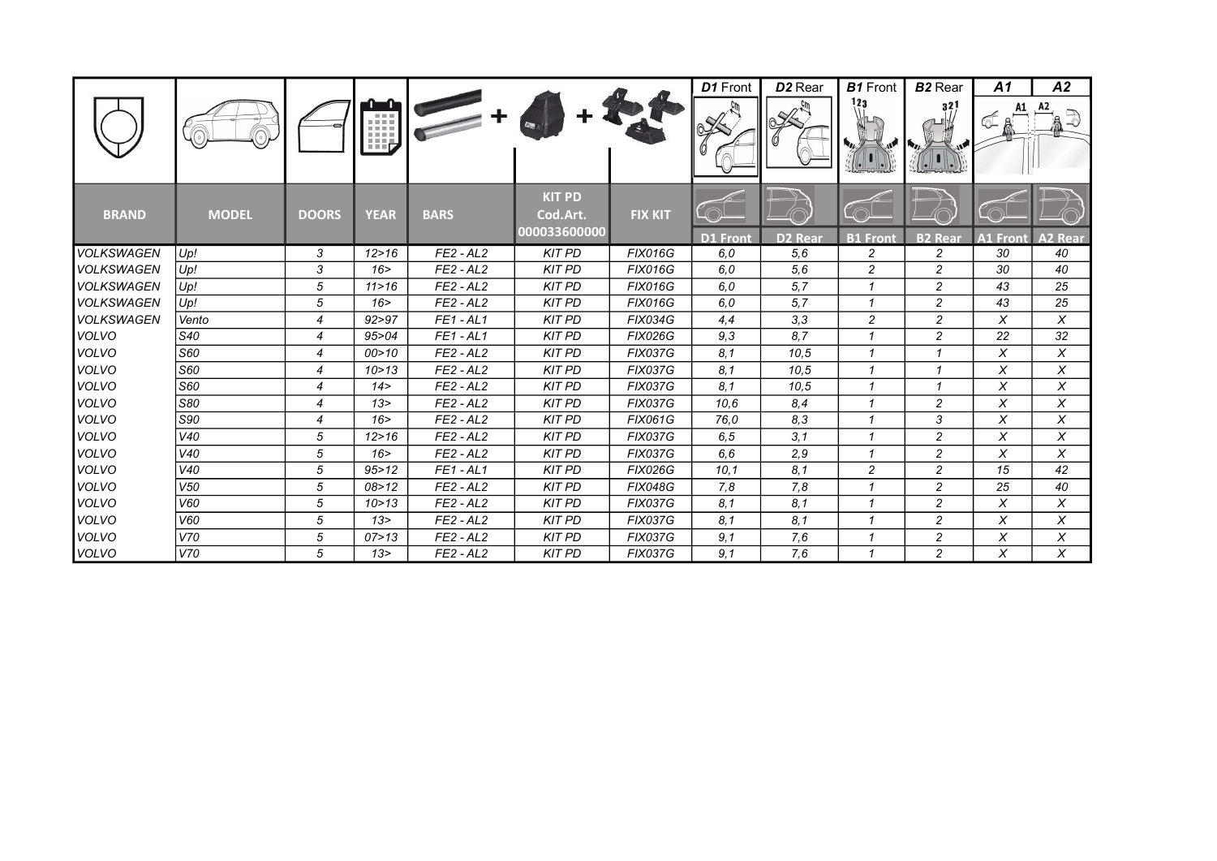| BRAND | MODEL | DOORS | YEAR | BARS | KIT PD Cod.Art. 000033600000 | FIX KIT | D1 Front | D2 Rear | B1 Front | B2 Rear | A1 Front | A2 Rear |
|---|---|---|---|---|---|---|---|---|---|---|---|---|
| VOLKSWAGEN | Up! | 3 | 12>16 | FE2 - AL2 | KIT PD | FIX016G | 6,0 | 5,6 | 2 | 2 | 30 | 40 |
| VOLKSWAGEN | Up! | 3 | 16> | FE2 - AL2 | KIT PD | FIX016G | 6,0 | 5,6 | 2 | 2 | 30 | 40 |
| VOLKSWAGEN | Up! | 5 | 11>16 | FE2 - AL2 | KIT PD | FIX016G | 6,0 | 5,7 | 1 | 2 | 43 | 25 |
| VOLKSWAGEN | Up! | 5 | 16> | FE2 - AL2 | KIT PD | FIX016G | 6,0 | 5,7 | 1 | 2 | 43 | 25 |
| VOLKSWAGEN | Vento | 4 | 92>97 | FE1 - AL1 | KIT PD | FIX034G | 4,4 | 3,3 | 2 | 2 | X | X |
| VOLVO | S40 | 4 | 95>04 | FE1 - AL1 | KIT PD | FIX026G | 9,3 | 8,7 | 1 | 2 | 22 | 32 |
| VOLVO | S60 | 4 | 00>10 | FE2 - AL2 | KIT PD | FIX037G | 8,1 | 10,5 | 1 | 1 | X | X |
| VOLVO | S60 | 4 | 10>13 | FE2 - AL2 | KIT PD | FIX037G | 8,1 | 10,5 | 1 | 1 | X | X |
| VOLVO | S60 | 4 | 14> | FE2 - AL2 | KIT PD | FIX037G | 8,1 | 10,5 | 1 | 1 | X | X |
| VOLVO | S80 | 4 | 13> | FE2 - AL2 | KIT PD | FIX037G | 10,6 | 8,4 | 1 | 2 | X | X |
| VOLVO | S90 | 4 | 16> | FE2 - AL2 | KIT PD | FIX061G | 76,0 | 8,3 | 1 | 3 | X | X |
| VOLVO | V40 | 5 | 12>16 | FE2 - AL2 | KIT PD | FIX037G | 6,5 | 3,1 | 1 | 2 | X | X |
| VOLVO | V40 | 5 | 16> | FE2 - AL2 | KIT PD | FIX037G | 6,6 | 2,9 | 1 | 2 | X | X |
| VOLVO | V40 | 5 | 95>12 | FE1 - AL1 | KIT PD | FIX026G | 10,1 | 8,1 | 2 | 2 | 15 | 42 |
| VOLVO | V50 | 5 | 08>12 | FE2 - AL2 | KIT PD | FIX048G | 7,8 | 7,8 | 1 | 2 | 25 | 40 |
| VOLVO | V60 | 5 | 10>13 | FE2 - AL2 | KIT PD | FIX037G | 8,1 | 8,1 | 1 | 2 | X | X |
| VOLVO | V60 | 5 | 13> | FE2 - AL2 | KIT PD | FIX037G | 8,1 | 8,1 | 1 | 2 | X | X |
| VOLVO | V70 | 5 | 07>13 | FE2 - AL2 | KIT PD | FIX037G | 9,1 | 7,6 | 1 | 2 | X | X |
| VOLVO | V70 | 5 | 13> | FE2 - AL2 | KIT PD | FIX037G | 9,1 | 7,6 | 1 | 2 | X | X |